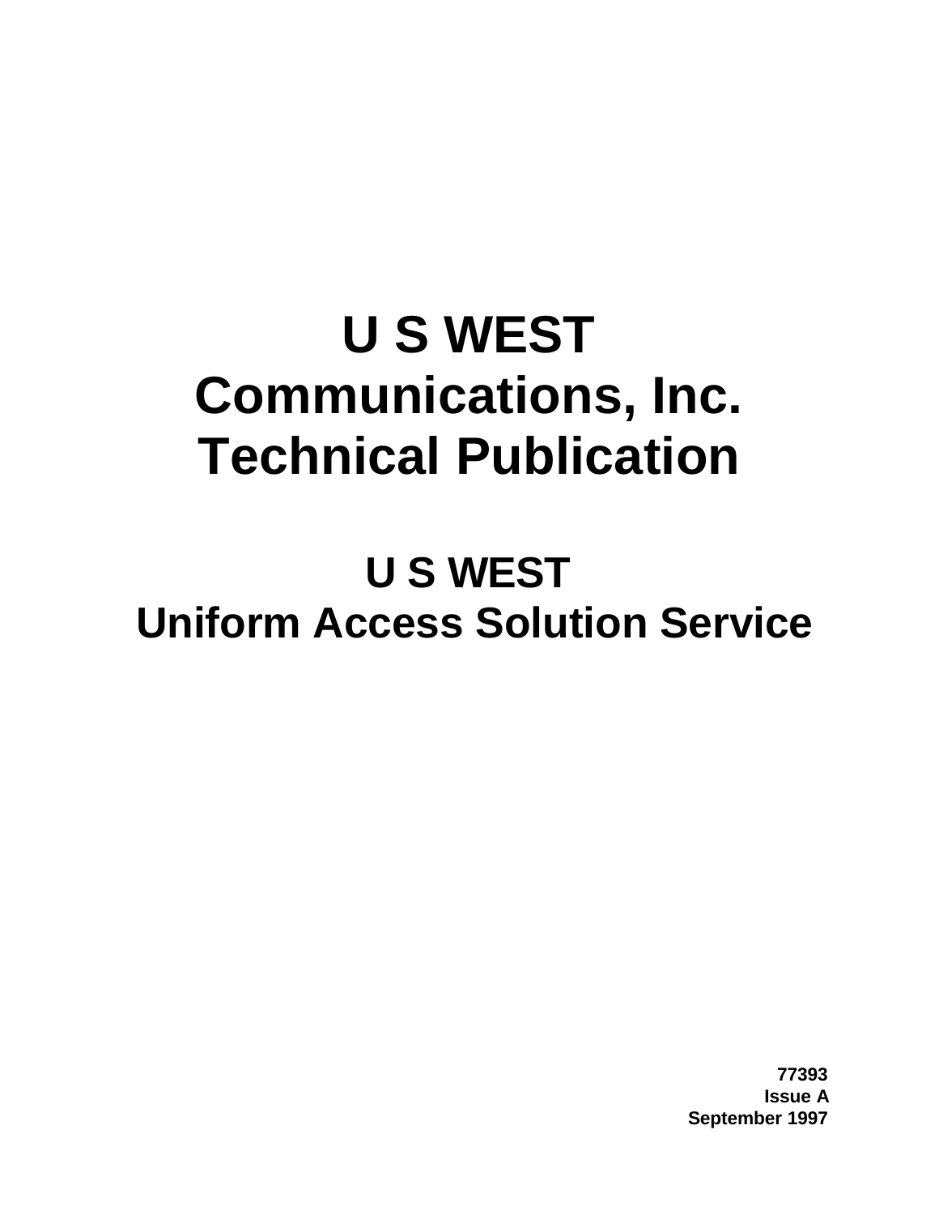# U S WEST Communications, Inc. Technical Publication

## U S WEST Uniform Access Solution Service

**77393**
**Issue A**
**September 1997**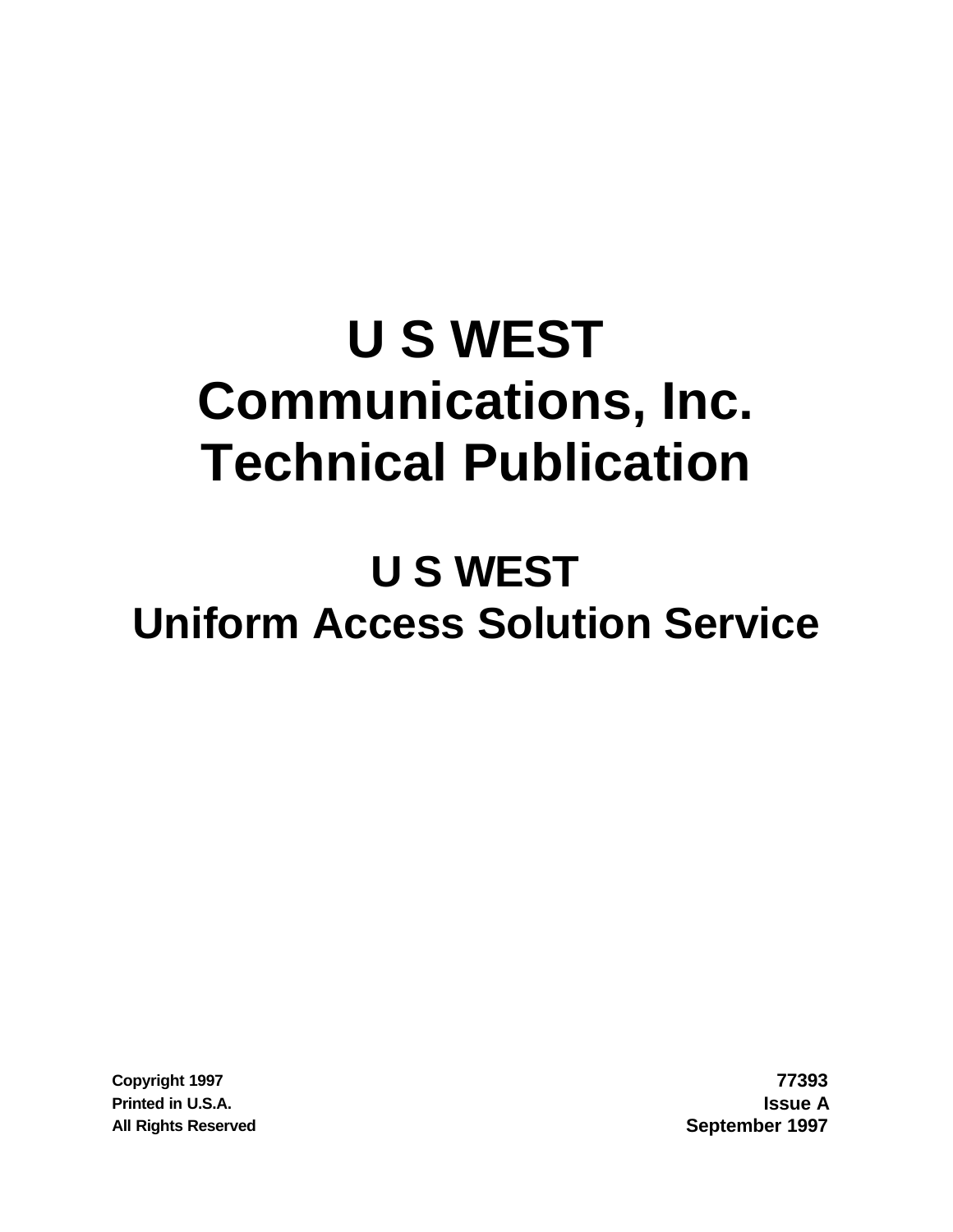# U S WEST Communications, Inc. Technical Publication

## U S WEST Uniform Access Solution Service

Copyright 1997
Printed in U.S.A.
All Rights Reserved

77393
Issue A
September 1997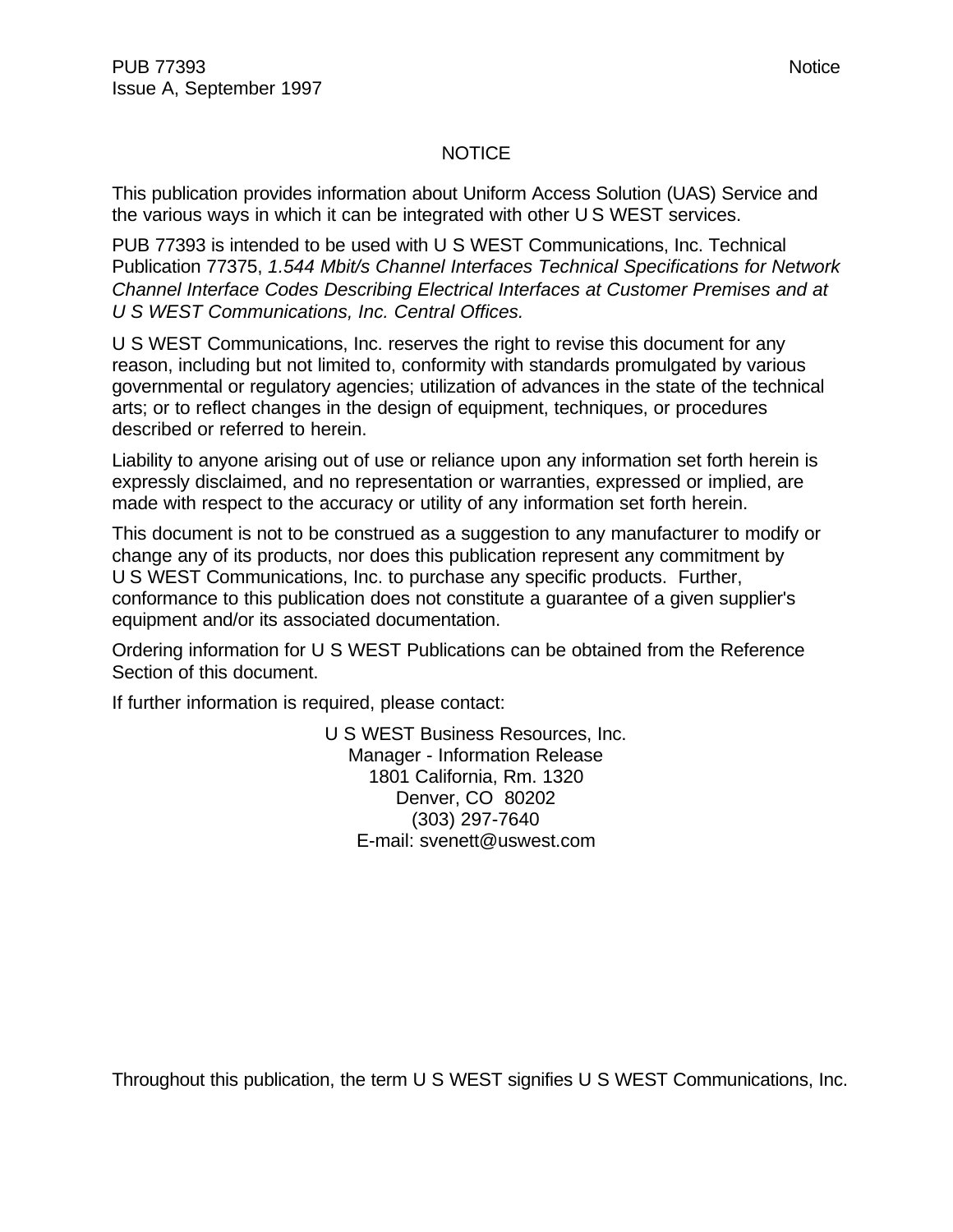# NOTICE

This publication provides information about Uniform Access Solution (UAS) Service and the various ways in which it can be integrated with other U S WEST services.

PUB 77393 is intended to be used with U S WEST Communications, Inc. Technical Publication 77375, *1.544 Mbit/s Channel Interfaces Technical Specifications for Network Channel Interface Codes Describing Electrical Interfaces at Customer Premises and at U S WEST Communications, Inc. Central Offices.*

U S WEST Communications, Inc. reserves the right to revise this document for any reason, including but not limited to, conformity with standards promulgated by various governmental or regulatory agencies; utilization of advances in the state of the technical arts; or to reflect changes in the design of equipment, techniques, or procedures described or referred to herein.

Liability to anyone arising out of use or reliance upon any information set forth herein is expressly disclaimed, and no representation or warranties, expressed or implied, are made with respect to the accuracy or utility of any information set forth herein.

This document is not to be construed as a suggestion to any manufacturer to modify or change any of its products, nor does this publication represent any commitment by U S WEST Communications, Inc. to purchase any specific products. Further, conformance to this publication does not constitute a guarantee of a given supplier's equipment and/or its associated documentation.

Ordering information for U S WEST Publications can be obtained from the Reference Section of this document.

If further information is required, please contact:

U S WEST Business Resources, Inc.
Manager - Information Release
1801 California, Rm. 1320
Denver, CO 80202
(303) 297-7640
E-mail: svenett@uswest.com

Throughout this publication, the term U S WEST signifies U S WEST Communications, Inc.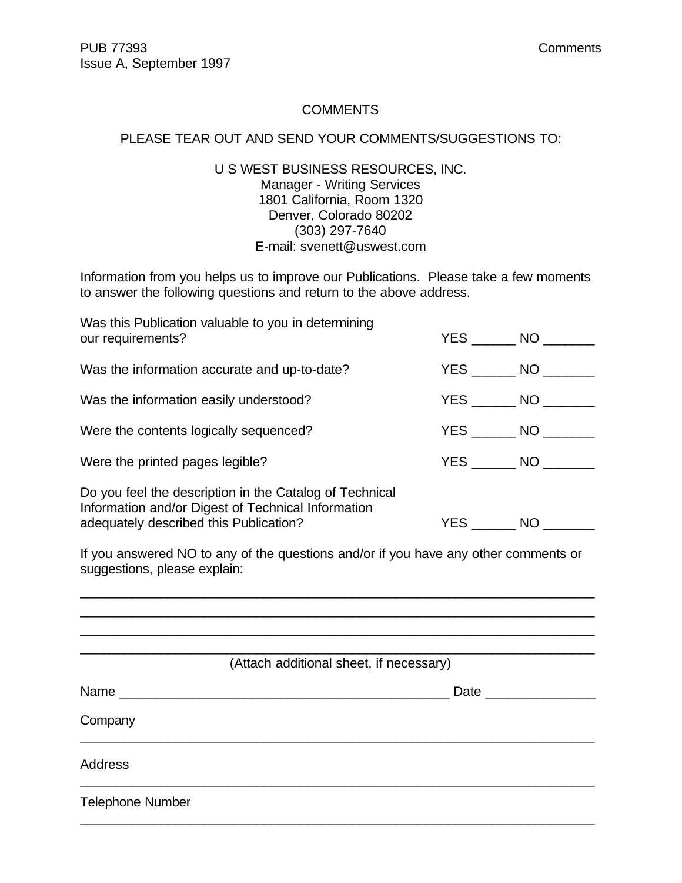# COMMENTS

PLEASE TEAR OUT AND SEND YOUR COMMENTS/SUGGESTIONS TO:

U S WEST BUSINESS RESOURCES, INC.
Manager - Writing Services
1801 California, Room 1320
Denver, Colorado 80202
(303) 297-7640
E-mail: svenett@uswest.com

Information from you helps us to improve our Publications. Please take a few moments to answer the following questions and return to the above address.

Was this Publication valuable to you in determining our requirements? YES ______ NO _______

Was the information accurate and up-to-date? YES ______ NO _______

Was the information easily understood? YES ______ NO _______

Were the contents logically sequenced? YES ______ NO _______

Were the printed pages legible? YES ______ NO _______

Do you feel the description in the Catalog of Technical Information and/or Digest of Technical Information adequately described this Publication? YES ______ NO _______

If you answered NO to any of the questions and/or if you have any other comments or suggestions, please explain:

_______________________________________________________________________

_______________________________________________________________________

_______________________________________________________________________

_______________________________________________________________________

(Attach additional sheet, if necessary)

Name _____________________________________________ Date _______________

Company

_______________________________________________________________________

Address

_______________________________________________________________________

Telephone Number

_______________________________________________________________________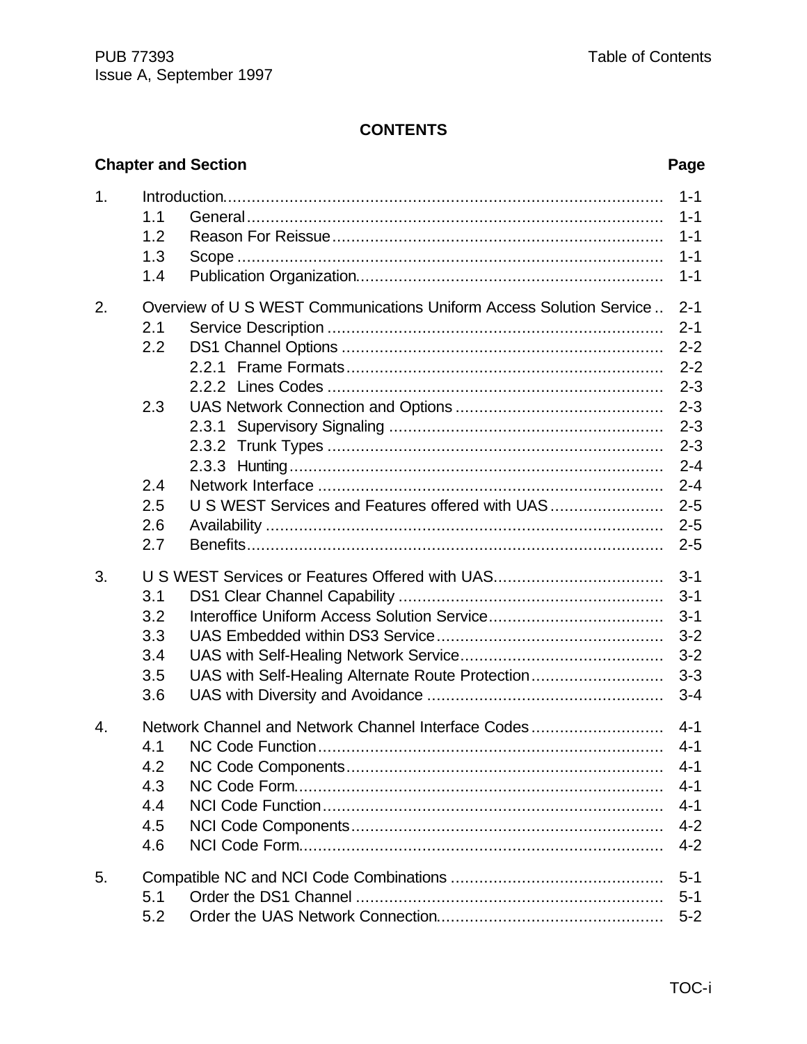# CONTENTS

| Chapter and Section | | Page |
|---|---|---|
| 1. | Introduction | 1-1 |
| | 1.1 General | 1-1 |
| | 1.2 Reason For Reissue | 1-1 |
| | 1.3 Scope | 1-1 |
| | 1.4 Publication Organization | 1-1 |
| 2. | Overview of U S WEST Communications Uniform Access Solution Service | 2-1 |
| | 2.1 Service Description | 2-1 |
| | 2.2 DS1 Channel Options | 2-2 |
| | 2.2.1 Frame Formats | 2-2 |
| | 2.2.2 Lines Codes | 2-3 |
| | 2.3 UAS Network Connection and Options | 2-3 |
| | 2.3.1 Supervisory Signaling | 2-3 |
| | 2.3.2 Trunk Types | 2-3 |
| | 2.3.3 Hunting | 2-4 |
| | 2.4 Network Interface | 2-4 |
| | 2.5 U S WEST Services and Features offered with UAS | 2-5 |
| | 2.6 Availability | 2-5 |
| | 2.7 Benefits | 2-5 |
| 3. | U S WEST Services or Features Offered with UAS | 3-1 |
| | 3.1 DS1 Clear Channel Capability | 3-1 |
| | 3.2 Interoffice Uniform Access Solution Service | 3-1 |
| | 3.3 UAS Embedded within DS3 Service | 3-2 |
| | 3.4 UAS with Self-Healing Network Service | 3-2 |
| | 3.5 UAS with Self-Healing Alternate Route Protection | 3-3 |
| | 3.6 UAS with Diversity and Avoidance | 3-4 |
| 4. | Network Channel and Network Channel Interface Codes | 4-1 |
| | 4.1 NC Code Function | 4-1 |
| | 4.2 NC Code Components | 4-1 |
| | 4.3 NC Code Form | 4-1 |
| | 4.4 NCI Code Function | 4-1 |
| | 4.5 NCI Code Components | 4-2 |
| | 4.6 NCI Code Form | 4-2 |
| 5. | Compatible NC and NCI Code Combinations | 5-1 |
| | 5.1 Order the DS1 Channel | 5-1 |
| | 5.2 Order the UAS Network Connection | 5-2 |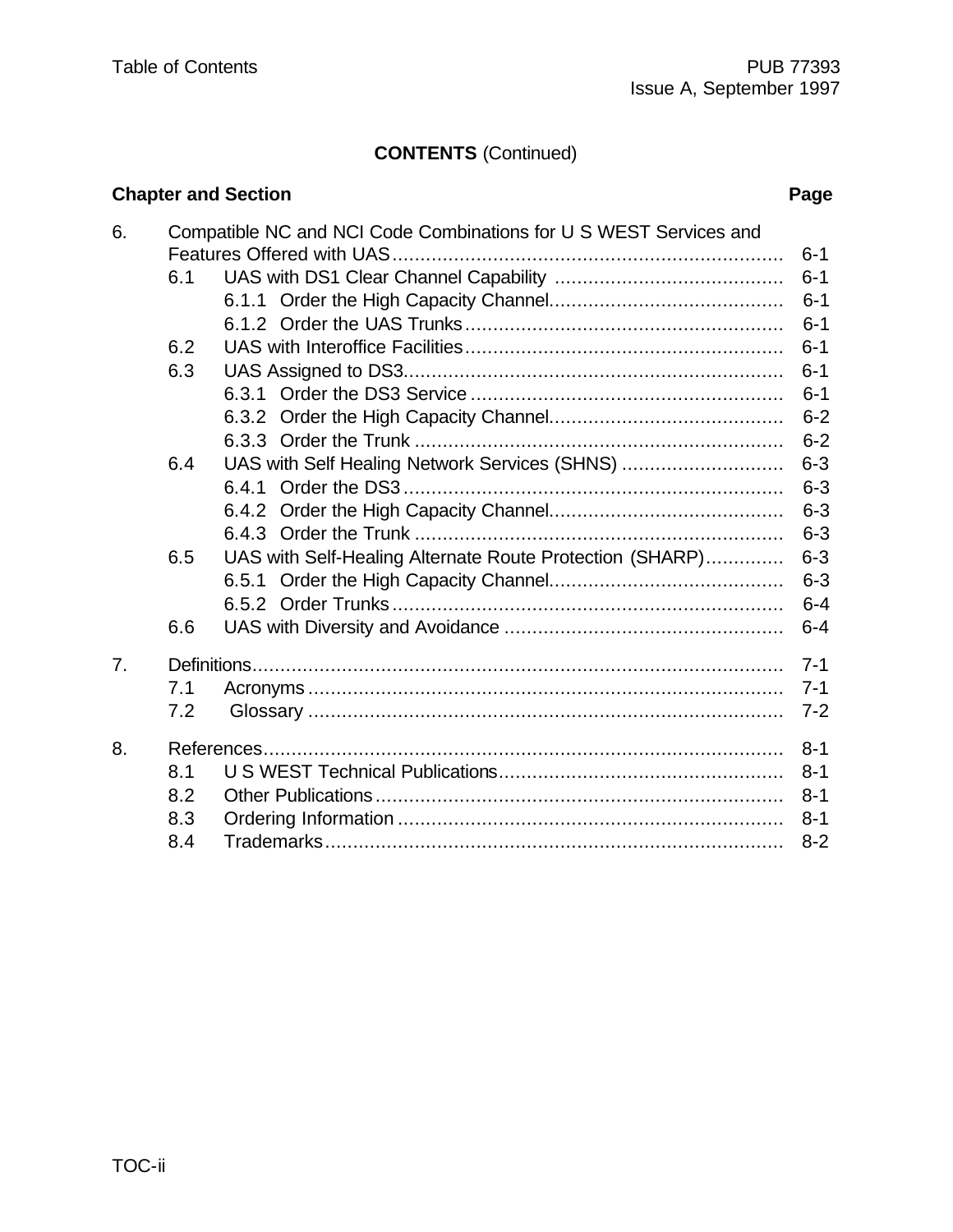**CONTENTS** (Continued)

| Chapter and Section | Page |
|---|---|
| 6. Compatible NC and NCI Code Combinations for U S WEST Services and Features Offered with UAS | 6-1 |
| 6.1 UAS with DS1 Clear Channel Capability | 6-1 |
| 6.1.1 Order the High Capacity Channel | 6-1 |
| 6.1.2 Order the UAS Trunks | 6-1 |
| 6.2 UAS with Interoffice Facilities | 6-1 |
| 6.3 UAS Assigned to DS3 | 6-1 |
| 6.3.1 Order the DS3 Service | 6-1 |
| 6.3.2 Order the High Capacity Channel | 6-2 |
| 6.3.3 Order the Trunk | 6-2 |
| 6.4 UAS with Self Healing Network Services (SHNS) | 6-3 |
| 6.4.1 Order the DS3 | 6-3 |
| 6.4.2 Order the High Capacity Channel | 6-3 |
| 6.4.3 Order the Trunk | 6-3 |
| 6.5 UAS with Self-Healing Alternate Route Protection (SHARP) | 6-3 |
| 6.5.1 Order the High Capacity Channel | 6-3 |
| 6.5.2 Order Trunks | 6-4 |
| 6.6 UAS with Diversity and Avoidance | 6-4 |
| 7. Definitions | 7-1 |
| 7.1 Acronyms | 7-1 |
| 7.2 Glossary | 7-2 |
| 8. References | 8-1 |
| 8.1 U S WEST Technical Publications | 8-1 |
| 8.2 Other Publications | 8-1 |
| 8.3 Ordering Information | 8-1 |
| 8.4 Trademarks | 8-2 |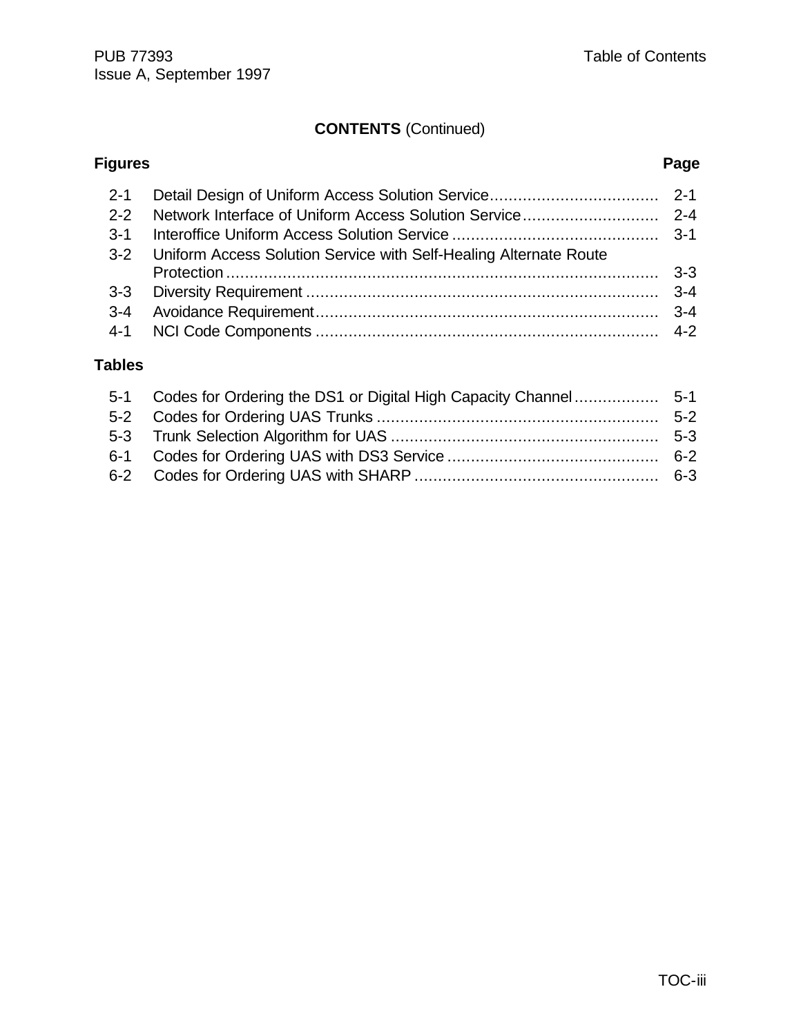## CONTENTS (Continued)

| Figures | | Page |
|---|---|---|
| 2-1 | Detail Design of Uniform Access Solution Service | 2-1 |
| 2-2 | Network Interface of Uniform Access Solution Service | 2-4 |
| 3-1 | Interoffice Uniform Access Solution Service | 3-1 |
| 3-2 | Uniform Access Solution Service with Self-Healing Alternate Route Protection | 3-3 |
| 3-3 | Diversity Requirement | 3-4 |
| 3-4 | Avoidance Requirement | 3-4 |
| 4-1 | NCI Code Components | 4-2 |

| Tables | | |
|---|---|---|
| 5-1 | Codes for Ordering the DS1 or Digital High Capacity Channel | 5-1 |
| 5-2 | Codes for Ordering UAS Trunks | 5-2 |
| 5-3 | Trunk Selection Algorithm for UAS | 5-3 |
| 6-1 | Codes for Ordering UAS with DS3 Service | 6-2 |
| 6-2 | Codes for Ordering UAS with SHARP | 6-3 |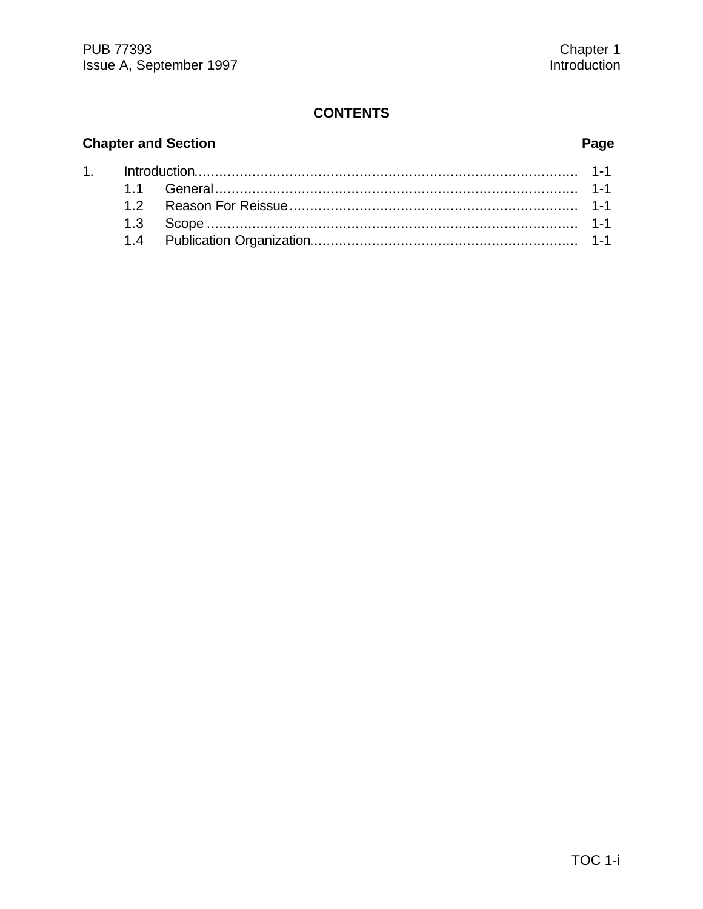## CONTENTS

| Chapter and Section | | Page |
|---|---|---|
| 1. | Introduction | 1-1 |
| | 1.1 General | 1-1 |
| | 1.2 Reason For Reissue | 1-1 |
| | 1.3 Scope | 1-1 |
| | 1.4 Publication Organization | 1-1 |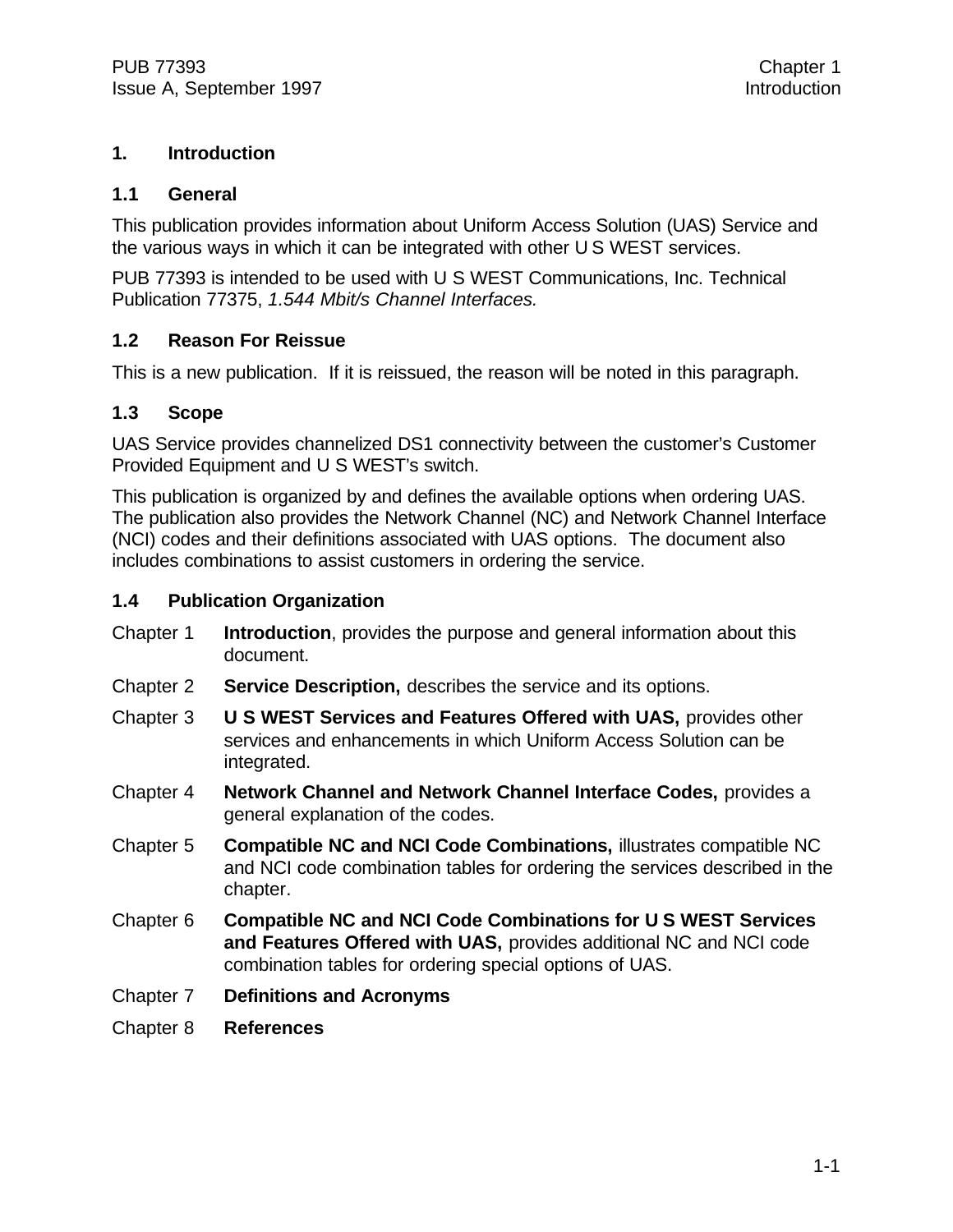# 1. Introduction

## 1.1 General

This publication provides information about Uniform Access Solution (UAS) Service and the various ways in which it can be integrated with other U S WEST services.

PUB 77393 is intended to be used with U S WEST Communications, Inc. Technical Publication 77375, *1.544 Mbit/s Channel Interfaces.*

## 1.2 Reason For Reissue

This is a new publication. If it is reissued, the reason will be noted in this paragraph.

## 1.3 Scope

UAS Service provides channelized DS1 connectivity between the customer's Customer Provided Equipment and U S WEST's switch.

This publication is organized by and defines the available options when ordering UAS. The publication also provides the Network Channel (NC) and Network Channel Interface (NCI) codes and their definitions associated with UAS options. The document also includes combinations to assist customers in ordering the service.

## 1.4 Publication Organization

Chapter 1 **Introduction**, provides the purpose and general information about this document.

Chapter 2 **Service Description,** describes the service and its options.

Chapter 3 **U S WEST Services and Features Offered with UAS,** provides other services and enhancements in which Uniform Access Solution can be integrated.

Chapter 4 **Network Channel and Network Channel Interface Codes,** provides a general explanation of the codes.

Chapter 5 **Compatible NC and NCI Code Combinations,** illustrates compatible NC and NCI code combination tables for ordering the services described in the chapter.

Chapter 6 **Compatible NC and NCI Code Combinations for U S WEST Services and Features Offered with UAS,** provides additional NC and NCI code combination tables for ordering special options of UAS.

Chapter 7 **Definitions and Acronyms**

Chapter 8 **References**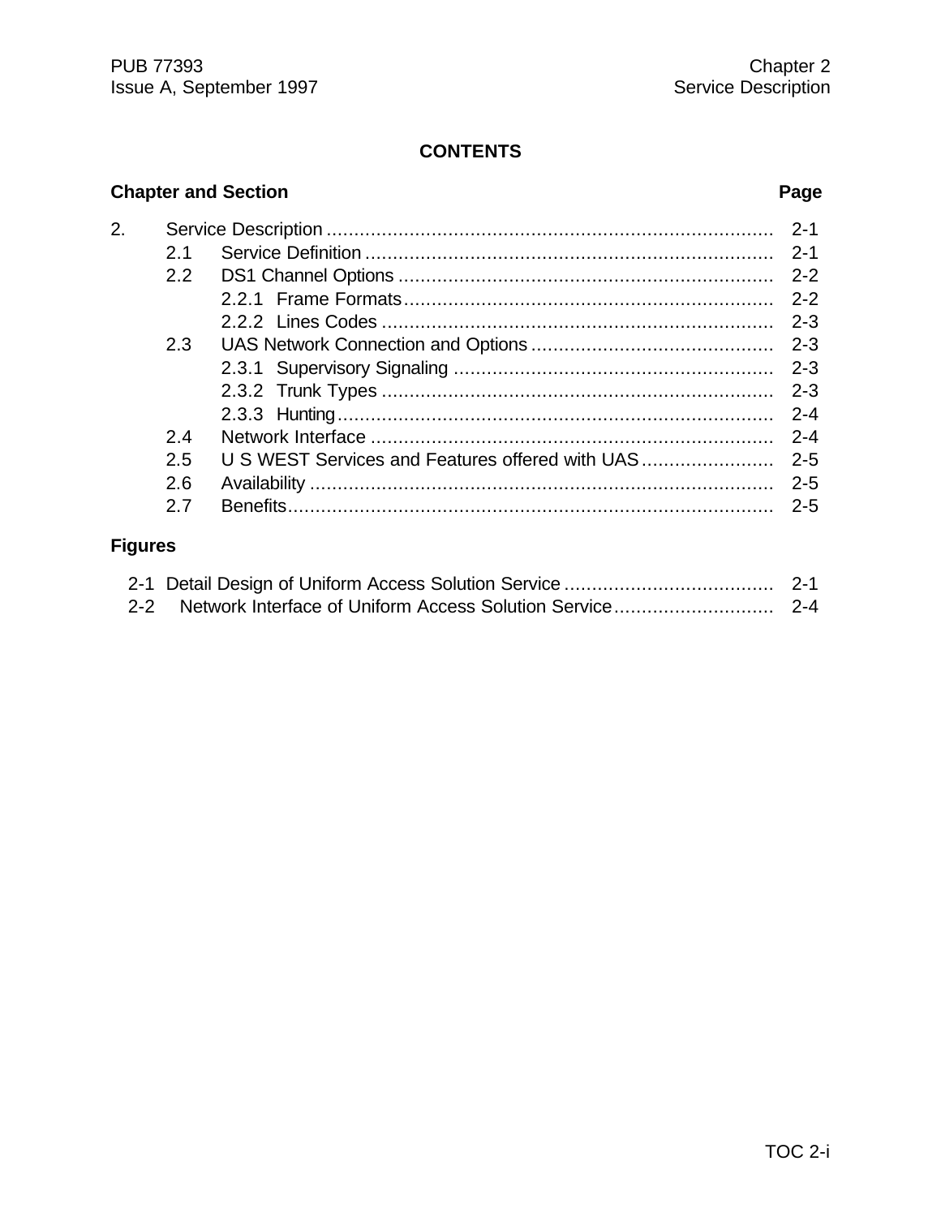# CONTENTS

| Chapter and Section | | | Page |
|---|---|---|---|
| 2. | Service Description | | 2-1 |
| | 2.1 | Service Definition | 2-1 |
| | 2.2 | DS1 Channel Options | 2-2 |
| | | 2.2.1 Frame Formats | 2-2 |
| | | 2.2.2 Lines Codes | 2-3 |
| | 2.3 | UAS Network Connection and Options | 2-3 |
| | | 2.3.1 Supervisory Signaling | 2-3 |
| | | 2.3.2 Trunk Types | 2-3 |
| | | 2.3.3 Hunting | 2-4 |
| | 2.4 | Network Interface | 2-4 |
| | 2.5 | U S WEST Services and Features offered with UAS | 2-5 |
| | 2.6 | Availability | 2-5 |
| | 2.7 | Benefits | 2-5 |

## Figures

| | | |
|---|---|---|
| 2-1 | Detail Design of Uniform Access Solution Service | 2-1 |
| 2-2 | Network Interface of Uniform Access Solution Service | 2-4 |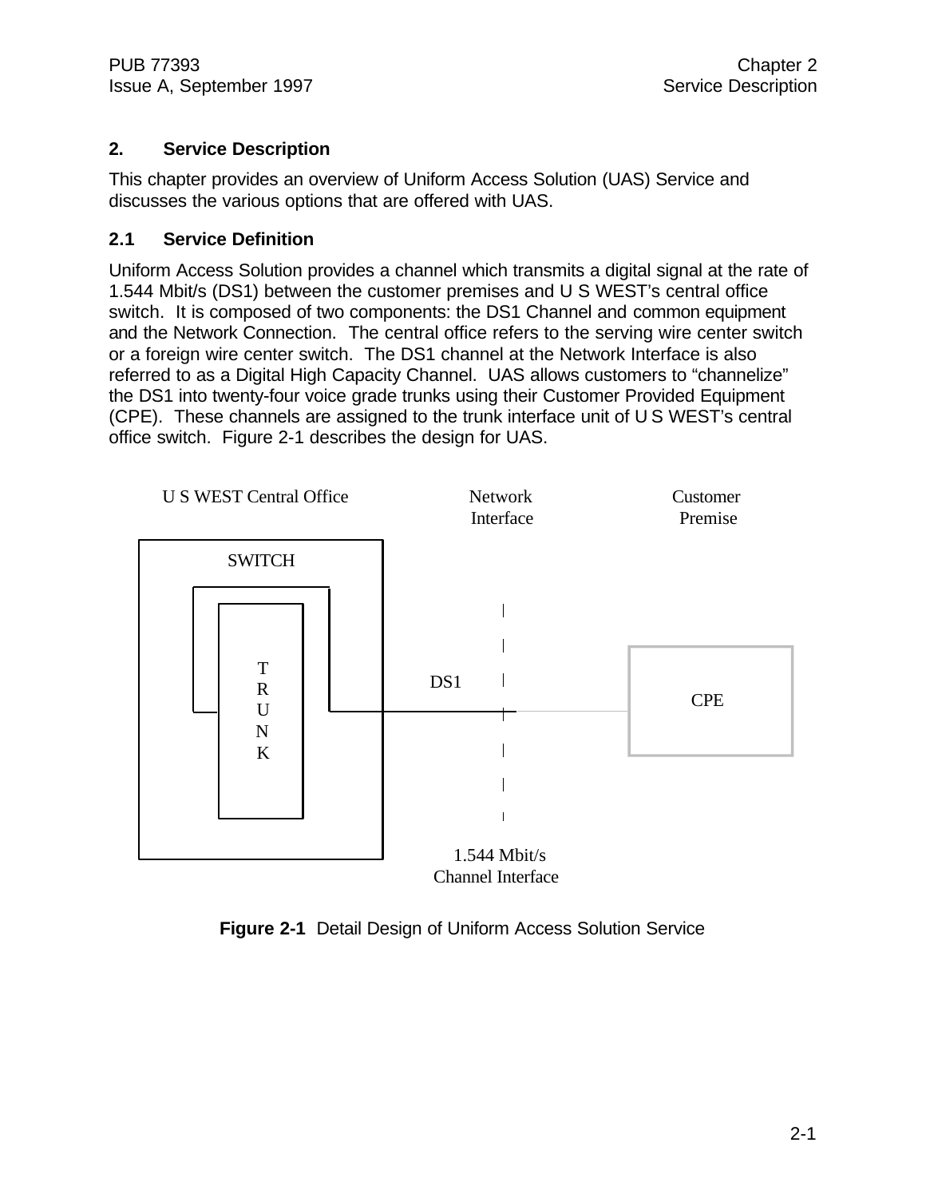## 2. Service Description

This chapter provides an overview of Uniform Access Solution (UAS) Service and discusses the various options that are offered with UAS.

### 2.1 Service Definition

Uniform Access Solution provides a channel which transmits a digital signal at the rate of 1.544 Mbit/s (DS1) between the customer premises and U S WEST's central office switch. It is composed of two components: the DS1 Channel and common equipment and the Network Connection. The central office refers to the serving wire center switch or a foreign wire center switch. The DS1 channel at the Network Interface is also referred to as a Digital High Capacity Channel. UAS allows customers to "channelize" the DS1 into twenty-four voice grade trunks using their Customer Provided Equipment (CPE). These channels are assigned to the trunk interface unit of U S WEST's central office switch. Figure 2-1 describes the design for UAS.

U S WEST Central Office | Network Interface | Customer Premise

SWITCH

TRUNK

DS1

CPE

1.544 Mbit/s Channel Interface

**Figure 2-1** Detail Design of Uniform Access Solution Service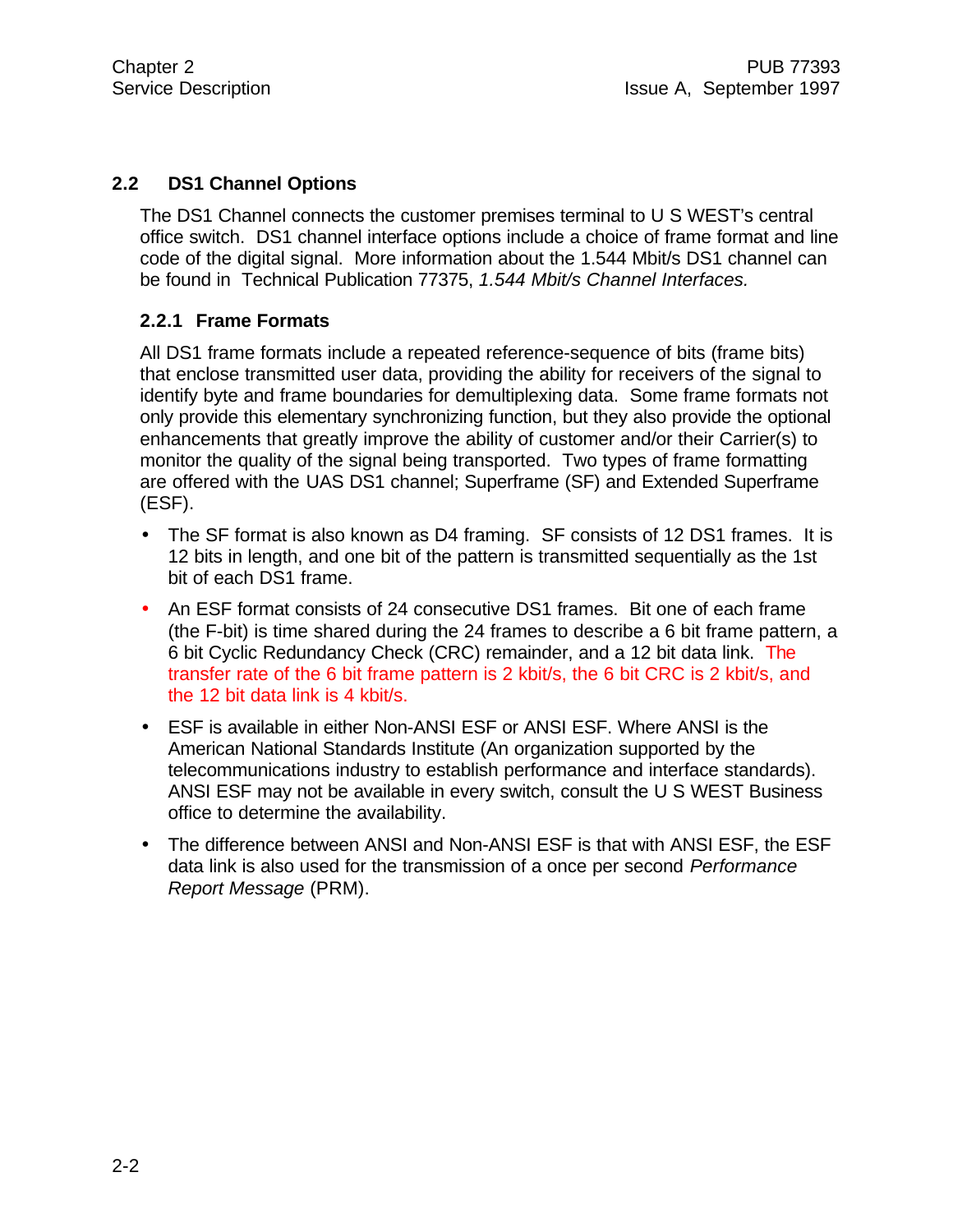## 2.2 DS1 Channel Options

The DS1 Channel connects the customer premises terminal to U S WEST's central office switch. DS1 channel interface options include a choice of frame format and line code of the digital signal. More information about the 1.544 Mbit/s DS1 channel can be found in Technical Publication 77375, *1.544 Mbit/s Channel Interfaces.*

### 2.2.1 Frame Formats

All DS1 frame formats include a repeated reference-sequence of bits (frame bits) that enclose transmitted user data, providing the ability for receivers of the signal to identify byte and frame boundaries for demultiplexing data. Some frame formats not only provide this elementary synchronizing function, but they also provide the optional enhancements that greatly improve the ability of customer and/or their Carrier(s) to monitor the quality of the signal being transported. Two types of frame formatting are offered with the UAS DS1 channel; Superframe (SF) and Extended Superframe (ESF).

- The SF format is also known as D4 framing. SF consists of 12 DS1 frames. It is 12 bits in length, and one bit of the pattern is transmitted sequentially as the 1st bit of each DS1 frame.
- An ESF format consists of 24 consecutive DS1 frames. Bit one of each frame (the F-bit) is time shared during the 24 frames to describe a 6 bit frame pattern, a 6 bit Cyclic Redundancy Check (CRC) remainder, and a 12 bit data link. The transfer rate of the 6 bit frame pattern is 2 kbit/s, the 6 bit CRC is 2 kbit/s, and the 12 bit data link is 4 kbit/s.
- ESF is available in either Non-ANSI ESF or ANSI ESF. Where ANSI is the American National Standards Institute (An organization supported by the telecommunications industry to establish performance and interface standards). ANSI ESF may not be available in every switch, consult the U S WEST Business office to determine the availability.
- The difference between ANSI and Non-ANSI ESF is that with ANSI ESF, the ESF data link is also used for the transmission of a once per second *Performance Report Message* (PRM).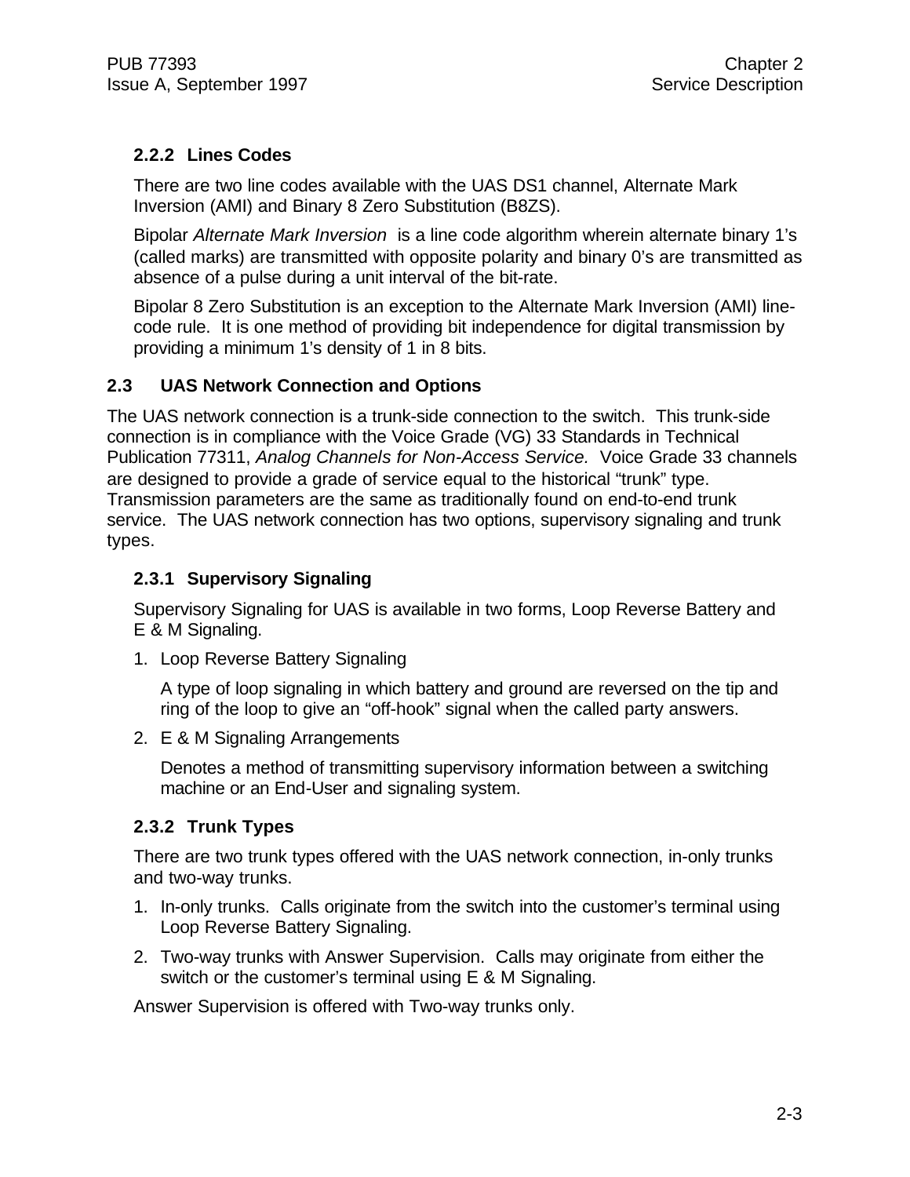### 2.2.2 Lines Codes

There are two line codes available with the UAS DS1 channel, Alternate Mark Inversion (AMI) and Binary 8 Zero Substitution (B8ZS).

Bipolar *Alternate Mark Inversion* is a line code algorithm wherein alternate binary 1's (called marks) are transmitted with opposite polarity and binary 0's are transmitted as absence of a pulse during a unit interval of the bit-rate.

Bipolar 8 Zero Substitution is an exception to the Alternate Mark Inversion (AMI) line-code rule. It is one method of providing bit independence for digital transmission by providing a minimum 1's density of 1 in 8 bits.

## 2.3 UAS Network Connection and Options

The UAS network connection is a trunk-side connection to the switch. This trunk-side connection is in compliance with the Voice Grade (VG) 33 Standards in Technical Publication 77311, *Analog Channels for Non-Access Service.* Voice Grade 33 channels are designed to provide a grade of service equal to the historical "trunk" type. Transmission parameters are the same as traditionally found on end-to-end trunk service. The UAS network connection has two options, supervisory signaling and trunk types.

### 2.3.1 Supervisory Signaling

Supervisory Signaling for UAS is available in two forms, Loop Reverse Battery and E & M Signaling.

1. Loop Reverse Battery Signaling

   A type of loop signaling in which battery and ground are reversed on the tip and ring of the loop to give an "off-hook" signal when the called party answers.

2. E & M Signaling Arrangements

   Denotes a method of transmitting supervisory information between a switching machine or an End-User and signaling system.

### 2.3.2 Trunk Types

There are two trunk types offered with the UAS network connection, in-only trunks and two-way trunks.

1. In-only trunks. Calls originate from the switch into the customer's terminal using Loop Reverse Battery Signaling.
2. Two-way trunks with Answer Supervision. Calls may originate from either the switch or the customer's terminal using E & M Signaling.

Answer Supervision is offered with Two-way trunks only.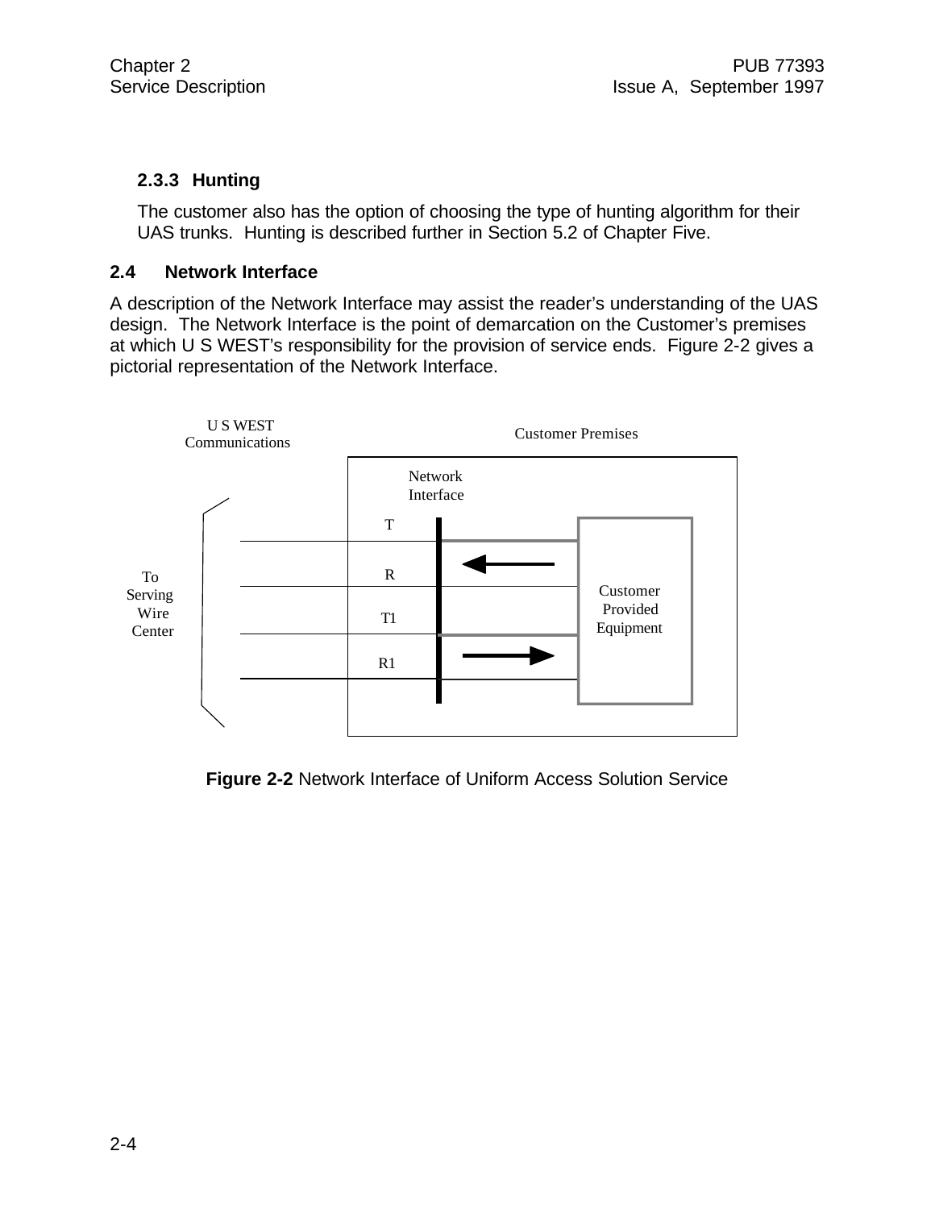### 2.3.3 Hunting

The customer also has the option of choosing the type of hunting algorithm for their UAS trunks. Hunting is described further in Section 5.2 of Chapter Five.

## 2.4 Network Interface

A description of the Network Interface may assist the reader's understanding of the UAS design. The Network Interface is the point of demarcation on the Customer's premises at which U S WEST's responsibility for the provision of service ends. Figure 2-2 gives a pictorial representation of the Network Interface.

U S WEST Communications

Customer Premises

Network Interface

T

R

T1

R1

To Serving Wire Center

Customer Provided Equipment

**Figure 2-2** Network Interface of Uniform Access Solution Service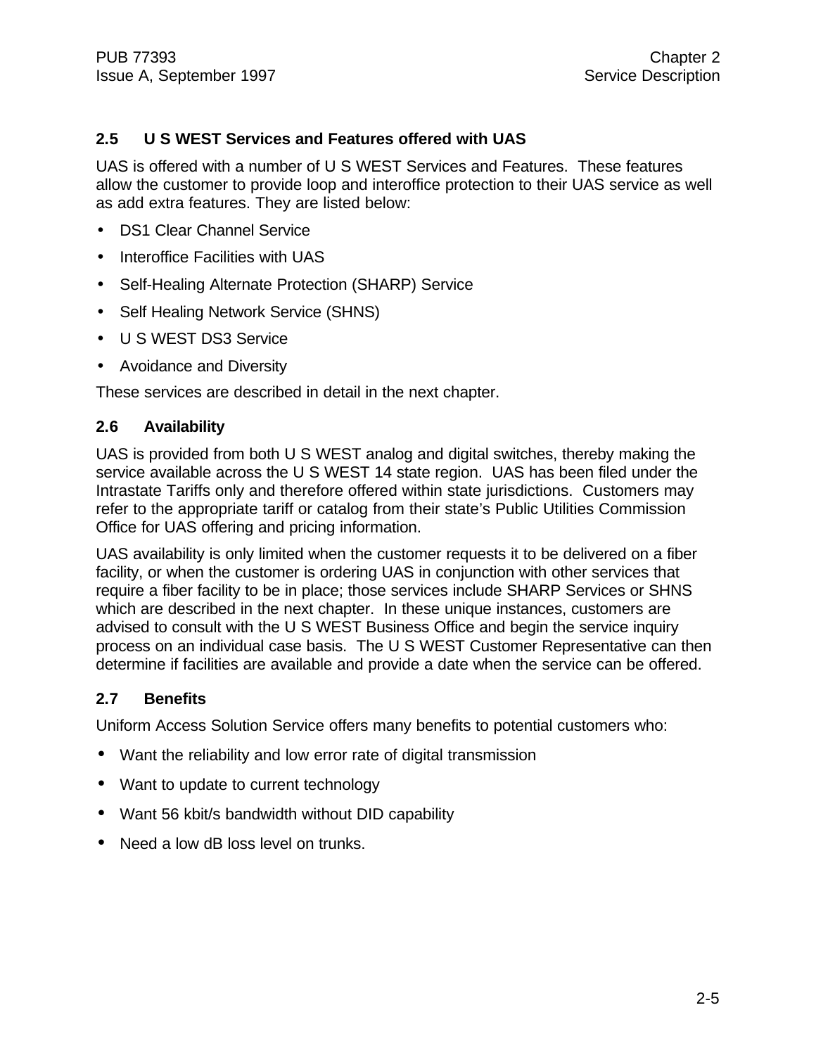## 2.5 U S WEST Services and Features offered with UAS

UAS is offered with a number of U S WEST Services and Features. These features allow the customer to provide loop and interoffice protection to their UAS service as well as add extra features. They are listed below:

- DS1 Clear Channel Service
- Interoffice Facilities with UAS
- Self-Healing Alternate Protection (SHARP) Service
- Self Healing Network Service (SHNS)
- U S WEST DS3 Service
- Avoidance and Diversity

These services are described in detail in the next chapter.

## 2.6 Availability

UAS is provided from both U S WEST analog and digital switches, thereby making the service available across the U S WEST 14 state region. UAS has been filed under the Intrastate Tariffs only and therefore offered within state jurisdictions. Customers may refer to the appropriate tariff or catalog from their state's Public Utilities Commission Office for UAS offering and pricing information.

UAS availability is only limited when the customer requests it to be delivered on a fiber facility, or when the customer is ordering UAS in conjunction with other services that require a fiber facility to be in place; those services include SHARP Services or SHNS which are described in the next chapter. In these unique instances, customers are advised to consult with the U S WEST Business Office and begin the service inquiry process on an individual case basis. The U S WEST Customer Representative can then determine if facilities are available and provide a date when the service can be offered.

## 2.7 Benefits

Uniform Access Solution Service offers many benefits to potential customers who:

- Want the reliability and low error rate of digital transmission
- Want to update to current technology
- Want 56 kbit/s bandwidth without DID capability
- Need a low dB loss level on trunks.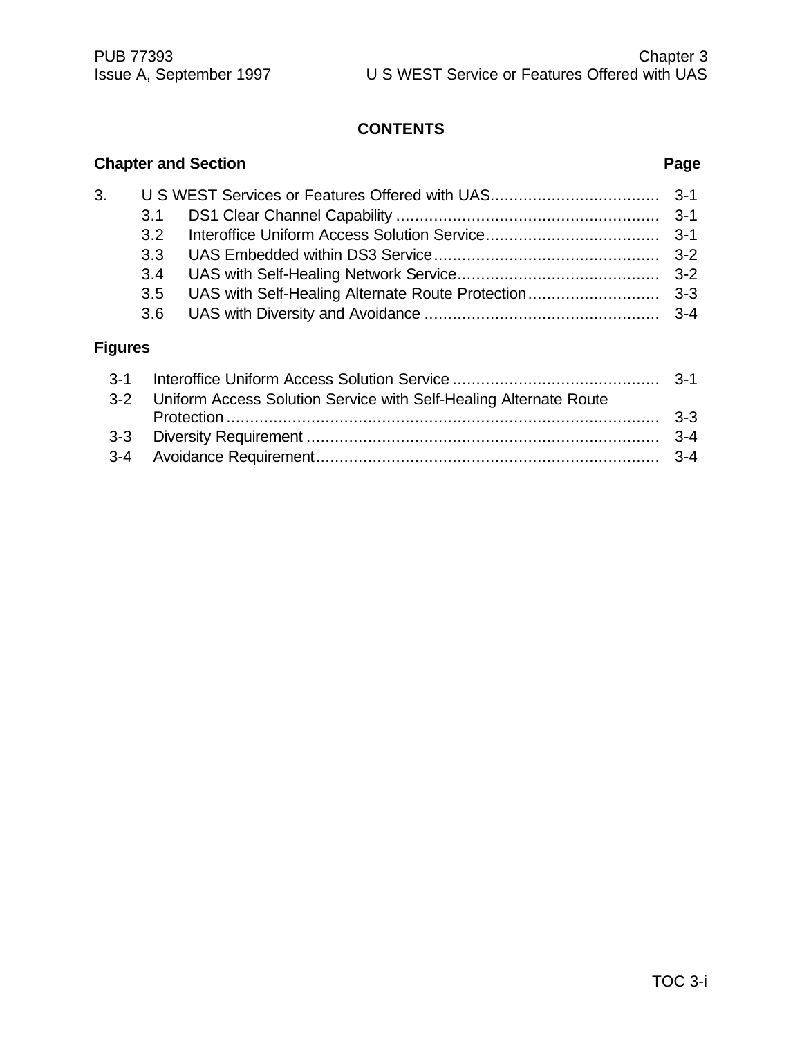## CONTENTS

| Chapter and Section | | Page |
|---|---|---|
| 3. | U S WEST Services or Features Offered with UAS | 3-1 |
| 3.1 | DS1 Clear Channel Capability | 3-1 |
| 3.2 | Interoffice Uniform Access Solution Service | 3-1 |
| 3.3 | UAS Embedded within DS3 Service | 3-2 |
| 3.4 | UAS with Self-Healing Network Service | 3-2 |
| 3.5 | UAS with Self-Healing Alternate Route Protection | 3-3 |
| 3.6 | UAS with Diversity and Avoidance | 3-4 |

**Figures**

| | | |
|---|---|---|
| 3-1 | Interoffice Uniform Access Solution Service | 3-1 |
| 3-2 | Uniform Access Solution Service with Self-Healing Alternate Route Protection | 3-3 |
| 3-3 | Diversity Requirement | 3-4 |
| 3-4 | Avoidance Requirement | 3-4 |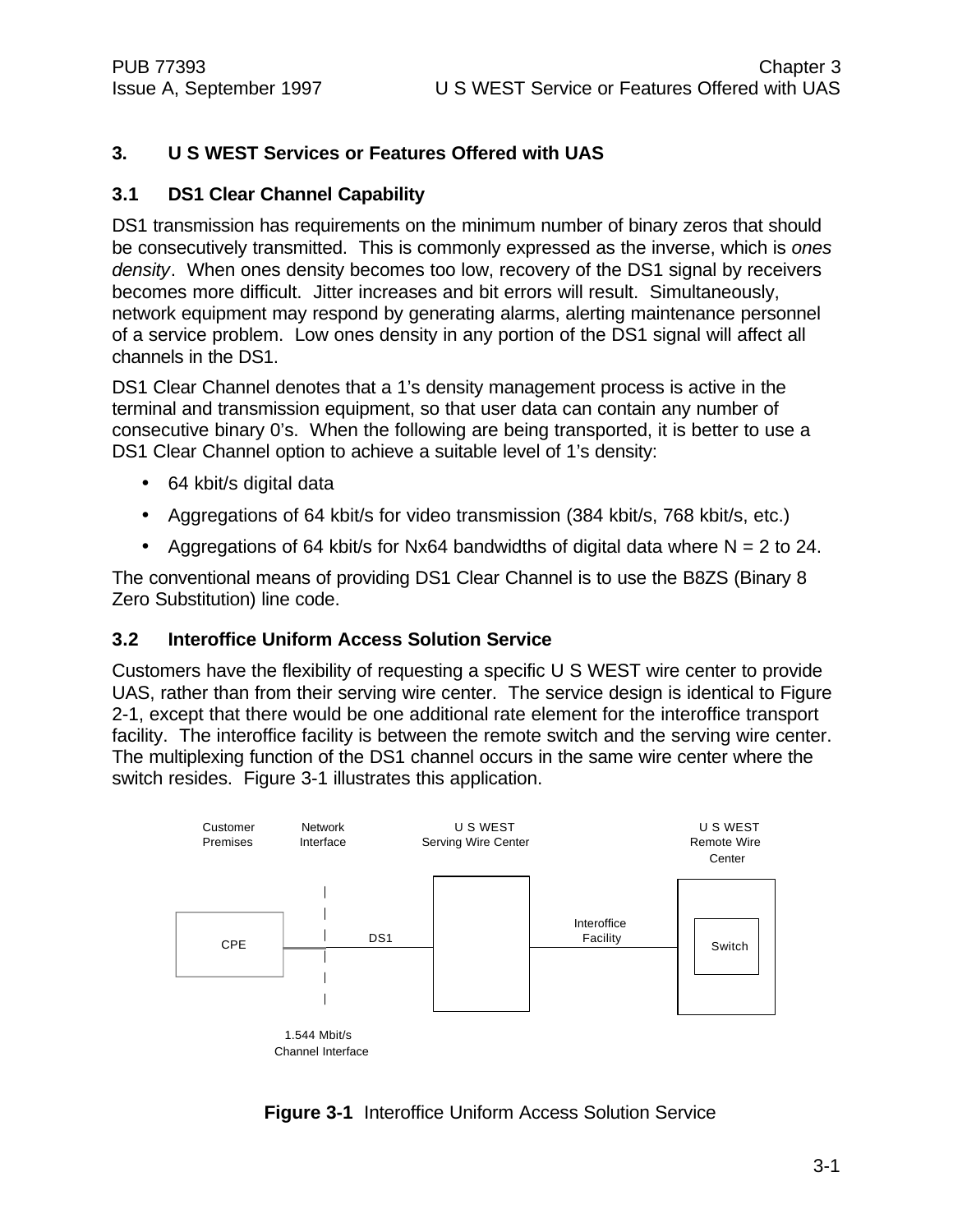# 3. U S WEST Services or Features Offered with UAS

## 3.1 DS1 Clear Channel Capability

DS1 transmission has requirements on the minimum number of binary zeros that should be consecutively transmitted. This is commonly expressed as the inverse, which is *ones density*. When ones density becomes too low, recovery of the DS1 signal by receivers becomes more difficult. Jitter increases and bit errors will result. Simultaneously, network equipment may respond by generating alarms, alerting maintenance personnel of a service problem. Low ones density in any portion of the DS1 signal will affect all channels in the DS1.

DS1 Clear Channel denotes that a 1's density management process is active in the terminal and transmission equipment, so that user data can contain any number of consecutive binary 0's. When the following are being transported, it is better to use a DS1 Clear Channel option to achieve a suitable level of 1's density:

- 64 kbit/s digital data
- Aggregations of 64 kbit/s for video transmission (384 kbit/s, 768 kbit/s, etc.)
- Aggregations of 64 kbit/s for Nx64 bandwidths of digital data where N = 2 to 24.

The conventional means of providing DS1 Clear Channel is to use the B8ZS (Binary 8 Zero Substitution) line code.

## 3.2 Interoffice Uniform Access Solution Service

Customers have the flexibility of requesting a specific U S WEST wire center to provide UAS, rather than from their serving wire center. The service design is identical to Figure 2-1, except that there would be one additional rate element for the interoffice transport facility. The interoffice facility is between the remote switch and the serving wire center. The multiplexing function of the DS1 channel occurs in the same wire center where the switch resides. Figure 3-1 illustrates this application.

Customer Premises | Network Interface | U S WEST Serving Wire Center | U S WEST Remote Wire Center

CPE — DS1 — Interoffice Facility — Switch

1.544 Mbit/s Channel Interface

**Figure 3-1** Interoffice Uniform Access Solution Service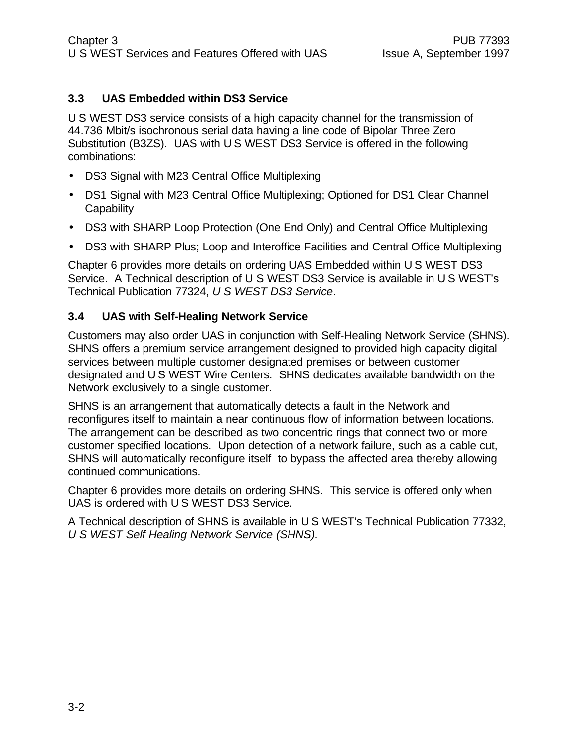### 3.3 UAS Embedded within DS3 Service

U S WEST DS3 service consists of a high capacity channel for the transmission of 44.736 Mbit/s isochronous serial data having a line code of Bipolar Three Zero Substitution (B3ZS). UAS with U S WEST DS3 Service is offered in the following combinations:

- DS3 Signal with M23 Central Office Multiplexing
- DS1 Signal with M23 Central Office Multiplexing; Optioned for DS1 Clear Channel Capability
- DS3 with SHARP Loop Protection (One End Only) and Central Office Multiplexing
- DS3 with SHARP Plus; Loop and Interoffice Facilities and Central Office Multiplexing

Chapter 6 provides more details on ordering UAS Embedded within U S WEST DS3 Service. A Technical description of U S WEST DS3 Service is available in U S WEST's Technical Publication 77324, *U S WEST DS3 Service*.

### 3.4 UAS with Self-Healing Network Service

Customers may also order UAS in conjunction with Self-Healing Network Service (SHNS). SHNS offers a premium service arrangement designed to provided high capacity digital services between multiple customer designated premises or between customer designated and U S WEST Wire Centers. SHNS dedicates available bandwidth on the Network exclusively to a single customer.

SHNS is an arrangement that automatically detects a fault in the Network and reconfigures itself to maintain a near continuous flow of information between locations. The arrangement can be described as two concentric rings that connect two or more customer specified locations. Upon detection of a network failure, such as a cable cut, SHNS will automatically reconfigure itself to bypass the affected area thereby allowing continued communications.

Chapter 6 provides more details on ordering SHNS. This service is offered only when UAS is ordered with U S WEST DS3 Service.

A Technical description of SHNS is available in U S WEST's Technical Publication 77332, *U S WEST Self Healing Network Service (SHNS).*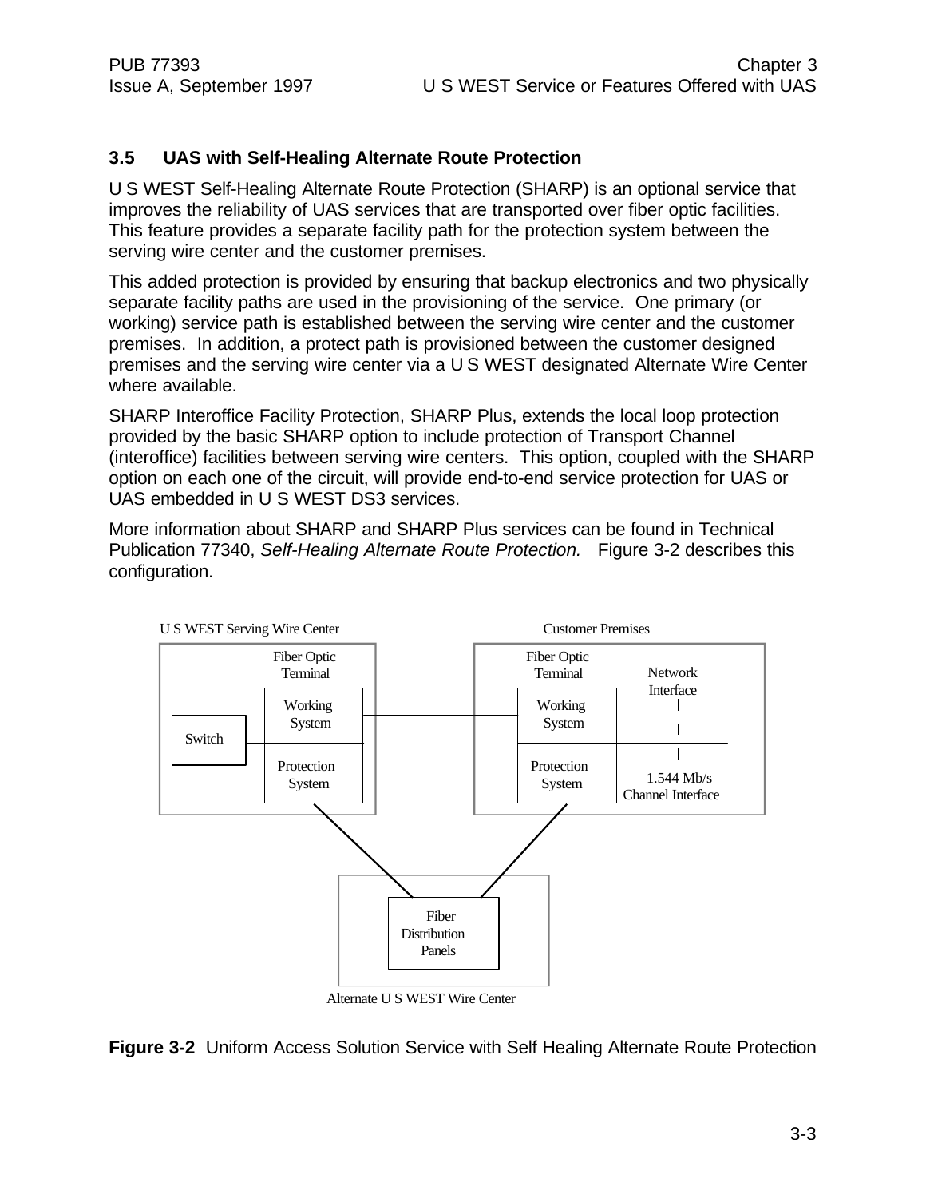### 3.5 UAS with Self-Healing Alternate Route Protection

U S WEST Self-Healing Alternate Route Protection (SHARP) is an optional service that improves the reliability of UAS services that are transported over fiber optic facilities. This feature provides a separate facility path for the protection system between the serving wire center and the customer premises.

This added protection is provided by ensuring that backup electronics and two physically separate facility paths are used in the provisioning of the service. One primary (or working) service path is established between the serving wire center and the customer premises. In addition, a protect path is provisioned between the customer designed premises and the serving wire center via a U S WEST designated Alternate Wire Center where available.

SHARP Interoffice Facility Protection, SHARP Plus, extends the local loop protection provided by the basic SHARP option to include protection of Transport Channel (interoffice) facilities between serving wire centers. This option, coupled with the SHARP option on each one of the circuit, will provide end-to-end service protection for UAS or UAS embedded in U S WEST DS3 services.

More information about SHARP and SHARP Plus services can be found in Technical Publication 77340, *Self-Healing Alternate Route Protection.* Figure 3-2 describes this configuration.

U S WEST Serving Wire Center

Fiber Optic Terminal

Switch

Working System

Protection System

Customer Premises

Fiber Optic Terminal

Working System

Protection System

Network Interface

1.544 Mb/s Channel Interface

Fiber Distribution Panels

Alternate U S WEST Wire Center

**Figure 3-2** Uniform Access Solution Service with Self Healing Alternate Route Protection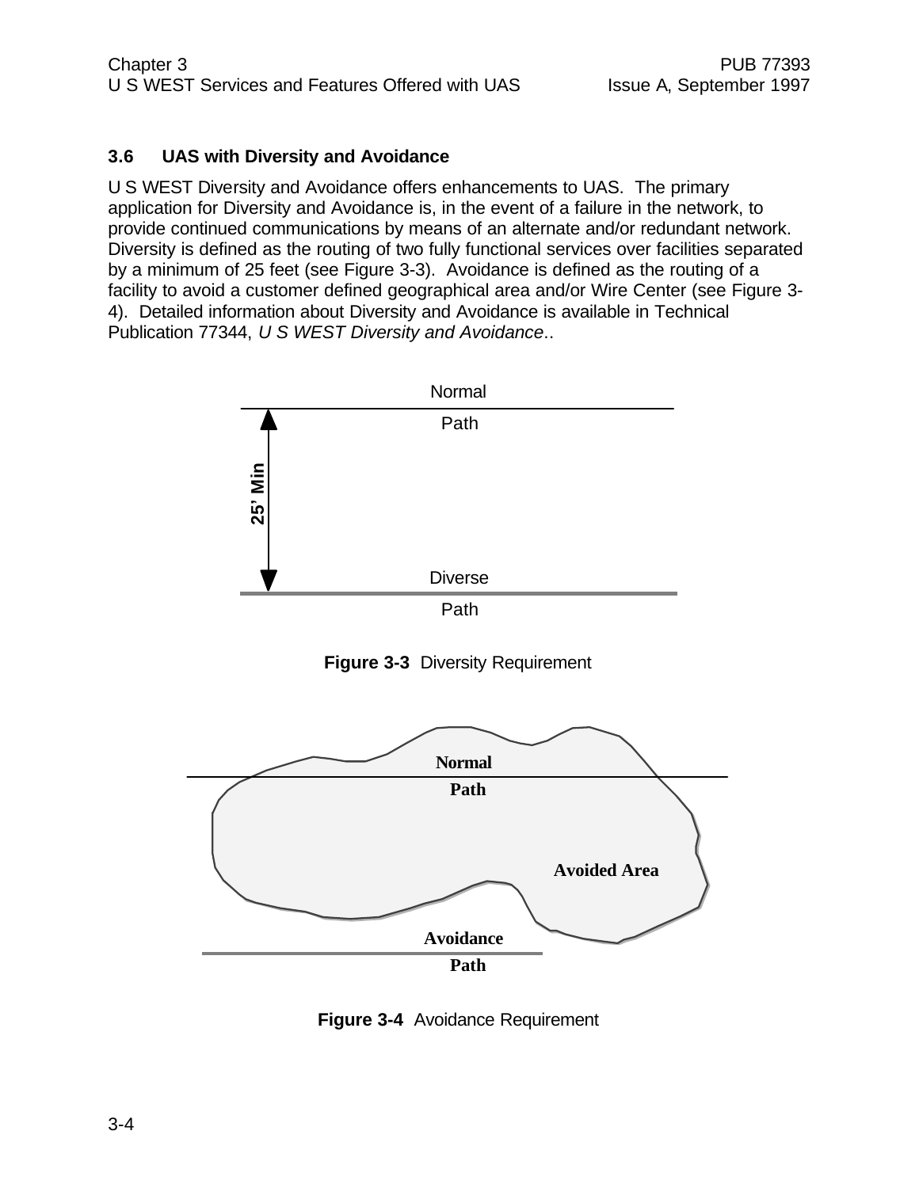### 3.6 UAS with Diversity and Avoidance

U S WEST Diversity and Avoidance offers enhancements to UAS. The primary application for Diversity and Avoidance is, in the event of a failure in the network, to provide continued communications by means of an alternate and/or redundant network. Diversity is defined as the routing of two fully functional services over facilities separated by a minimum of 25 feet (see Figure 3-3). Avoidance is defined as the routing of a facility to avoid a customer defined geographical area and/or Wire Center (see Figure 3-4). Detailed information about Diversity and Avoidance is available in Technical Publication 77344, *U S WEST Diversity and Avoidance*..

Normal Path

25' Min

Diverse Path

**Figure 3-3** Diversity Requirement

Normal Path

Avoided Area

Avoidance Path

**Figure 3-4** Avoidance Requirement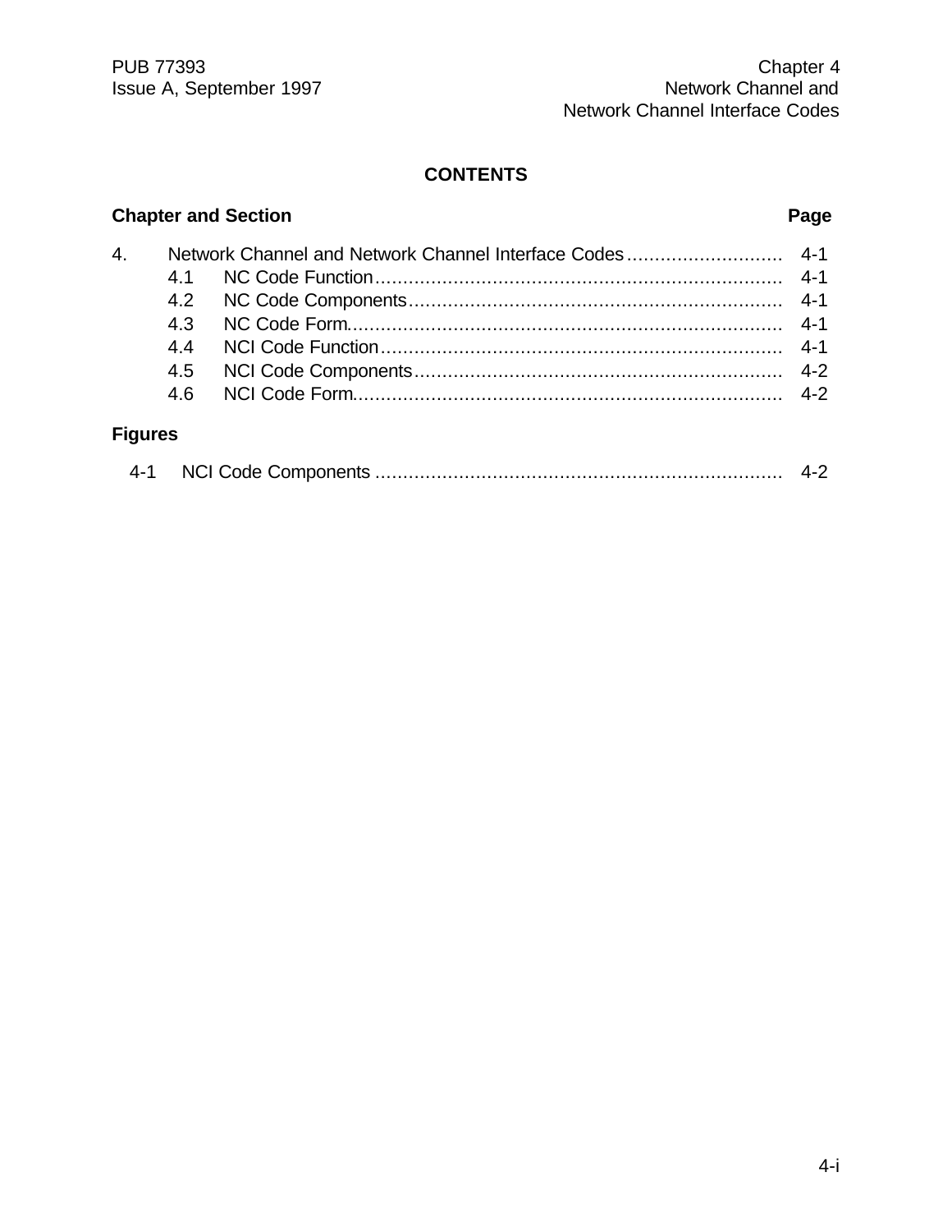**CONTENTS**

| Chapter and Section | Page |
|---|---|
| 4. Network Channel and Network Channel Interface Codes | 4-1 |
| 4.1 NC Code Function | 4-1 |
| 4.2 NC Code Components | 4-1 |
| 4.3 NC Code Form | 4-1 |
| 4.4 NCI Code Function | 4-1 |
| 4.5 NCI Code Components | 4-2 |
| 4.6 NCI Code Form | 4-2 |

**Figures**

| Figure | Page |
|---|---|
| 4-1 NCI Code Components | 4-2 |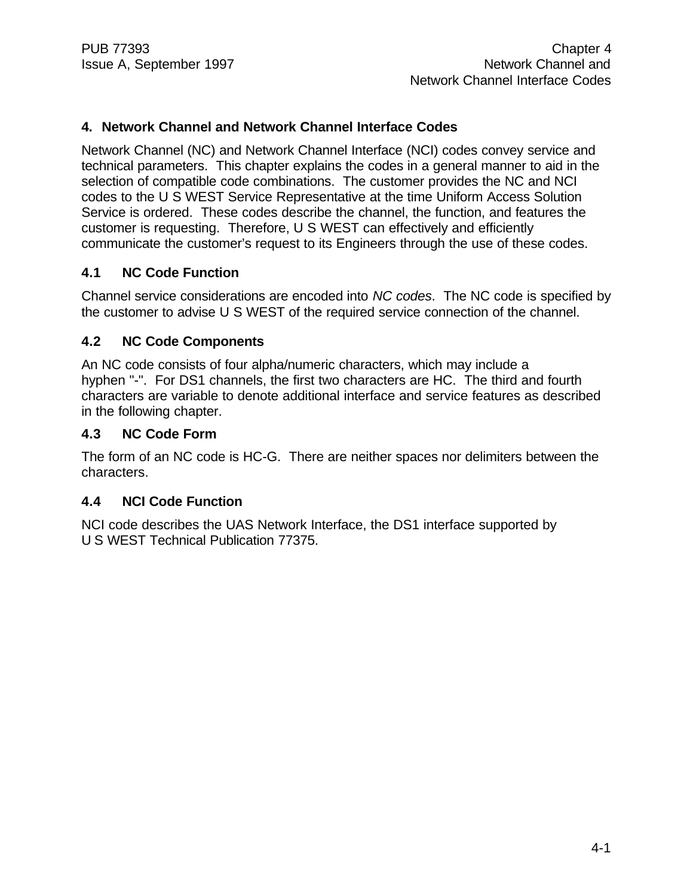# 4. Network Channel and Network Channel Interface Codes

Network Channel (NC) and Network Channel Interface (NCI) codes convey service and technical parameters. This chapter explains the codes in a general manner to aid in the selection of compatible code combinations. The customer provides the NC and NCI codes to the U S WEST Service Representative at the time Uniform Access Solution Service is ordered. These codes describe the channel, the function, and features the customer is requesting. Therefore, U S WEST can effectively and efficiently communicate the customer's request to its Engineers through the use of these codes.

## 4.1 NC Code Function

Channel service considerations are encoded into *NC codes*. The NC code is specified by the customer to advise U S WEST of the required service connection of the channel.

## 4.2 NC Code Components

An NC code consists of four alpha/numeric characters, which may include a hyphen "-". For DS1 channels, the first two characters are HC. The third and fourth characters are variable to denote additional interface and service features as described in the following chapter.

## 4.3 NC Code Form

The form of an NC code is HC-G. There are neither spaces nor delimiters between the characters.

## 4.4 NCI Code Function

NCI code describes the UAS Network Interface, the DS1 interface supported by U S WEST Technical Publication 77375.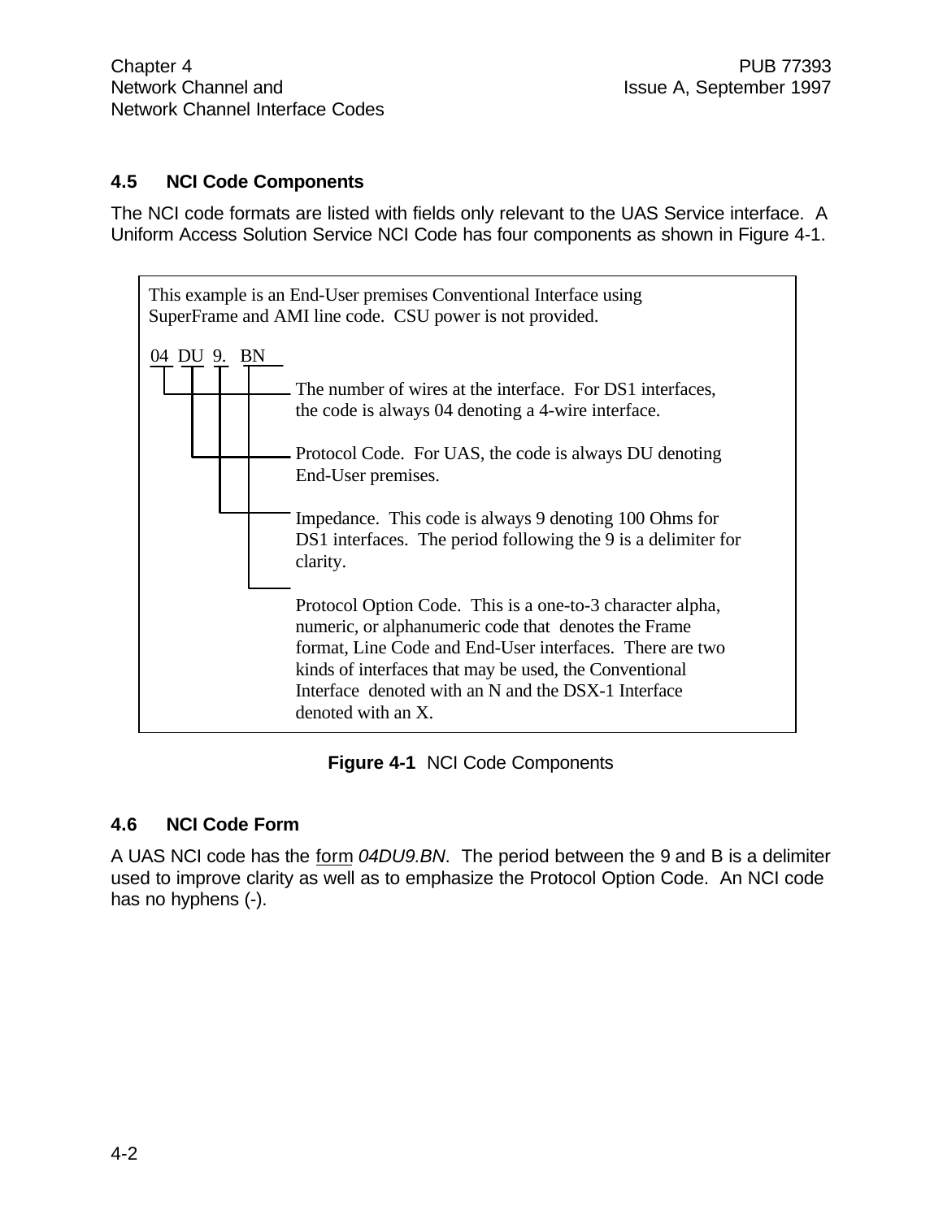## 4.5 NCI Code Components

The NCI code formats are listed with fields only relevant to the UAS Service interface. A Uniform Access Solution Service NCI Code has four components as shown in Figure 4-1.

This example is an End-User premises Conventional Interface using SuperFrame and AMI line code. CSU power is not provided.

04 DU 9. BN

- **04** — The number of wires at the interface. For DS1 interfaces, the code is always 04 denoting a 4-wire interface.
- **DU** — Protocol Code. For UAS, the code is always DU denoting End-User premises.
- **9.** — Impedance. This code is always 9 denoting 100 Ohms for DS1 interfaces. The period following the 9 is a delimiter for clarity.
- **BN** — Protocol Option Code. This is a one-to-3 character alpha, numeric, or alphanumeric code that denotes the Frame format, Line Code and End-User interfaces. There are two kinds of interfaces that may be used, the Conventional Interface denoted with an N and the DSX-1 Interface denoted with an X.

**Figure 4-1** NCI Code Components

## 4.6 NCI Code Form

A UAS NCI code has the form *04DU9.BN*. The period between the 9 and B is a delimiter used to improve clarity as well as to emphasize the Protocol Option Code. An NCI code has no hyphens (-).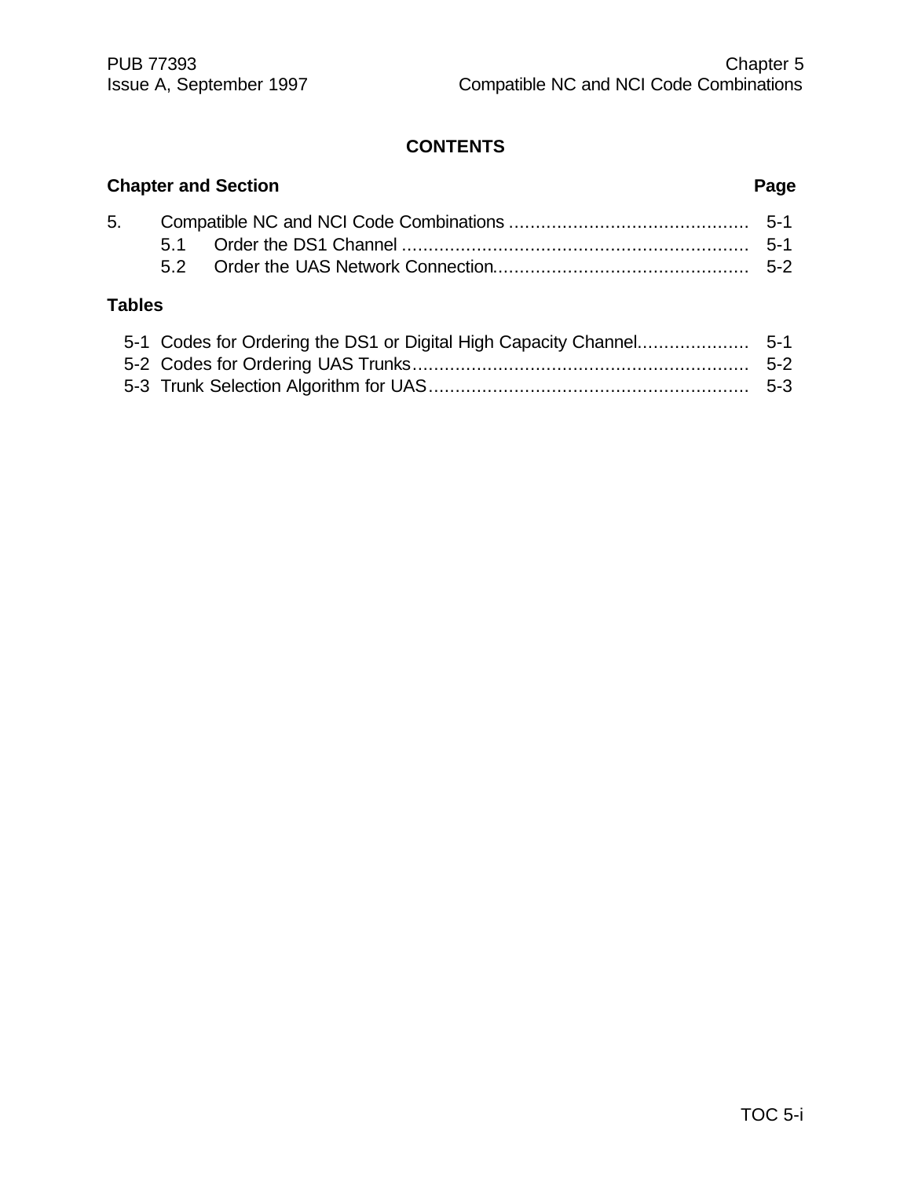## CONTENTS

| Chapter and Section | | Page |
|---|---|---|
| 5. | Compatible NC and NCI Code Combinations | 5-1 |
| | 5.1 Order the DS1 Channel | 5-1 |
| | 5.2 Order the UAS Network Connection | 5-2 |

**Tables**

| | | |
|---|---|---|
| 5-1 | Codes for Ordering the DS1 or Digital High Capacity Channel | 5-1 |
| 5-2 | Codes for Ordering UAS Trunks | 5-2 |
| 5-3 | Trunk Selection Algorithm for UAS | 5-3 |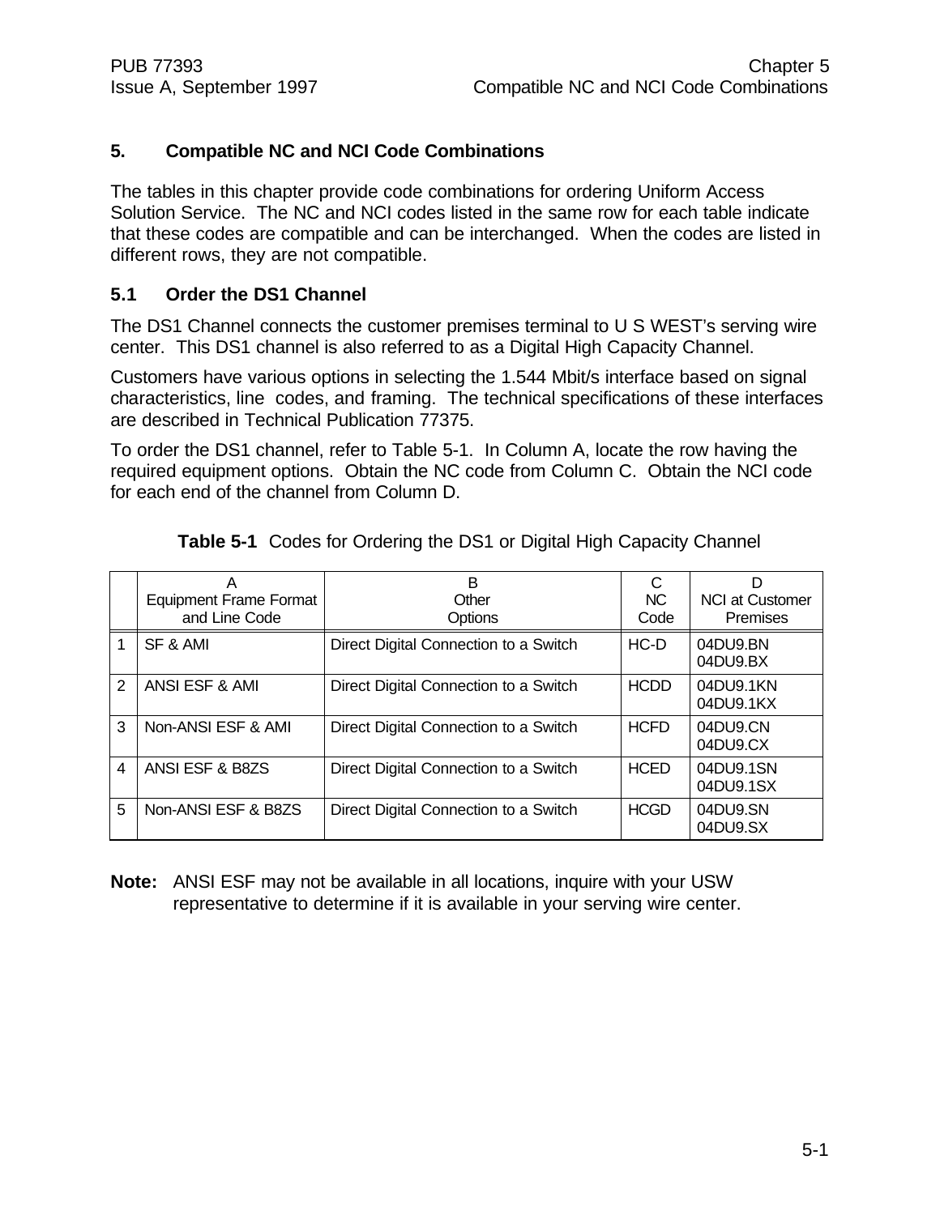## 5. Compatible NC and NCI Code Combinations

The tables in this chapter provide code combinations for ordering Uniform Access Solution Service. The NC and NCI codes listed in the same row for each table indicate that these codes are compatible and can be interchanged. When the codes are listed in different rows, they are not compatible.

### 5.1 Order the DS1 Channel

The DS1 Channel connects the customer premises terminal to U S WEST's serving wire center. This DS1 channel is also referred to as a Digital High Capacity Channel.

Customers have various options in selecting the 1.544 Mbit/s interface based on signal characteristics, line codes, and framing. The technical specifications of these interfaces are described in Technical Publication 77375.

To order the DS1 channel, refer to Table 5-1. In Column A, locate the row having the required equipment options. Obtain the NC code from Column C. Obtain the NCI code for each end of the channel from Column D.

**Table 5-1** Codes for Ordering the DS1 or Digital High Capacity Channel

| | A<br>Equipment Frame Format and Line Code | B<br>Other Options | C<br>NC Code | D<br>NCI at Customer Premises |
|---|---|---|---|---|
| 1 | SF & AMI | Direct Digital Connection to a Switch | HC-D | 04DU9.BN<br>04DU9.BX |
| 2 | ANSI ESF & AMI | Direct Digital Connection to a Switch | HCDD | 04DU9.1KN<br>04DU9.1KX |
| 3 | Non-ANSI ESF & AMI | Direct Digital Connection to a Switch | HCFD | 04DU9.CN<br>04DU9.CX |
| 4 | ANSI ESF & B8ZS | Direct Digital Connection to a Switch | HCED | 04DU9.1SN<br>04DU9.1SX |
| 5 | Non-ANSI ESF & B8ZS | Direct Digital Connection to a Switch | HCGD | 04DU9.SN<br>04DU9.SX |

**Note:** ANSI ESF may not be available in all locations, inquire with your USW representative to determine if it is available in your serving wire center.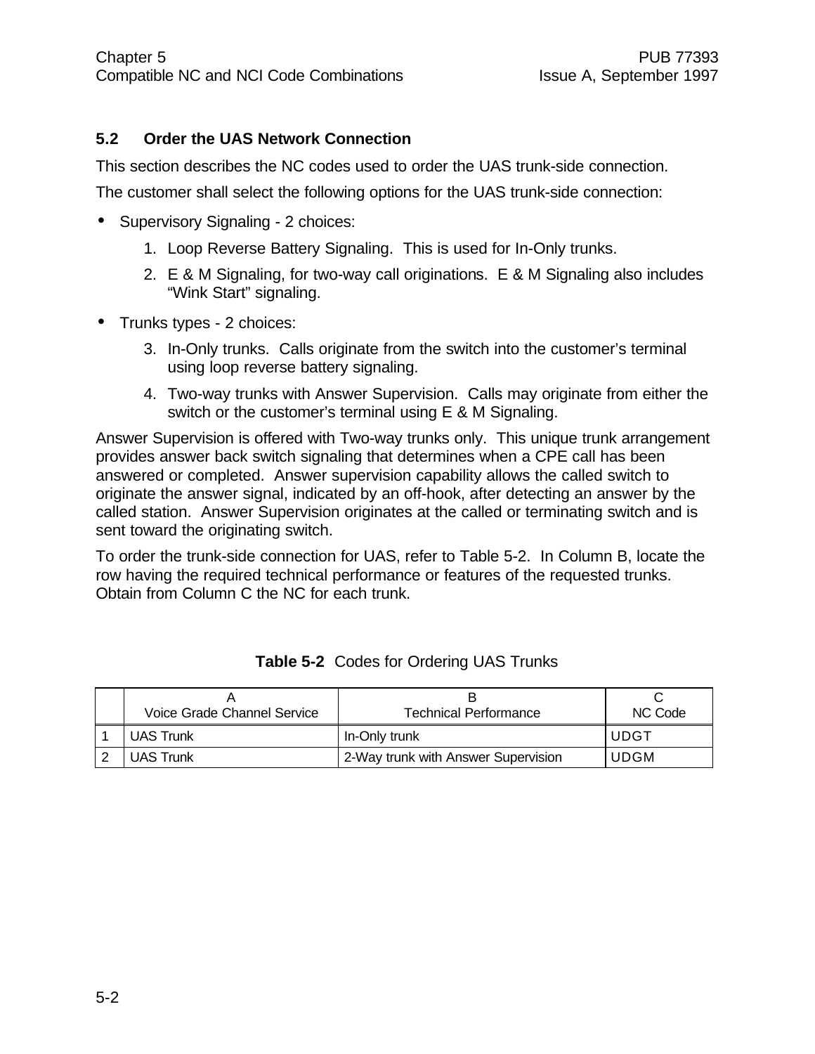### 5.2 Order the UAS Network Connection

This section describes the NC codes used to order the UAS trunk-side connection.

The customer shall select the following options for the UAS trunk-side connection:

- Supervisory Signaling - 2 choices:
  1. Loop Reverse Battery Signaling. This is used for In-Only trunks.
  2. E & M Signaling, for two-way call originations. E & M Signaling also includes "Wink Start" signaling.
- Trunks types - 2 choices:
  3. In-Only trunks. Calls originate from the switch into the customer's terminal using loop reverse battery signaling.
  4. Two-way trunks with Answer Supervision. Calls may originate from either the switch or the customer's terminal using E & M Signaling.

Answer Supervision is offered with Two-way trunks only. This unique trunk arrangement provides answer back switch signaling that determines when a CPE call has been answered or completed. Answer supervision capability allows the called switch to originate the answer signal, indicated by an off-hook, after detecting an answer by the called station. Answer Supervision originates at the called or terminating switch and is sent toward the originating switch.

To order the trunk-side connection for UAS, refer to Table 5-2. In Column B, locate the row having the required technical performance or features of the requested trunks. Obtain from Column C the NC for each trunk.

**Table 5-2** Codes for Ordering UAS Trunks

| | A<br>Voice Grade Channel Service | B<br>Technical Performance | C<br>NC Code |
|---|---|---|---|
| 1 | UAS Trunk | In-Only trunk | UDGT |
| 2 | UAS Trunk | 2-Way trunk with Answer Supervision | UDGM |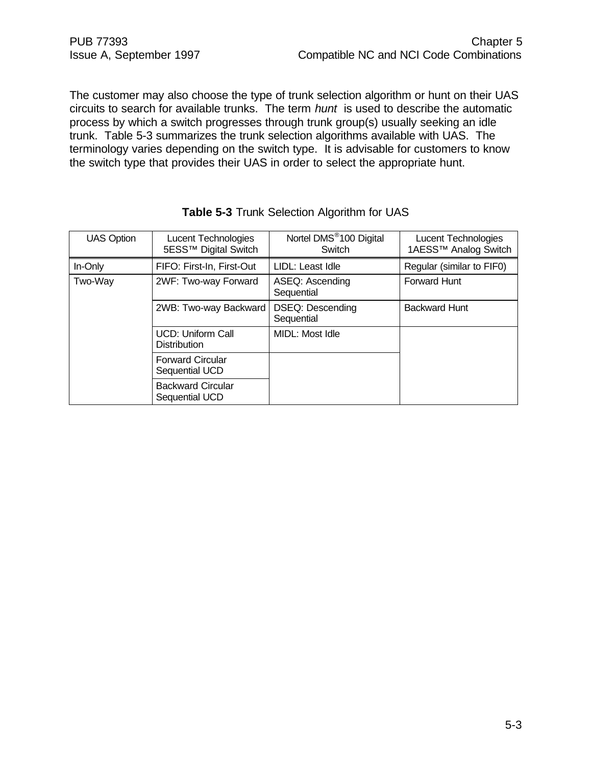The customer may also choose the type of trunk selection algorithm or hunt on their UAS circuits to search for available trunks. The term *hunt* is used to describe the automatic process by which a switch progresses through trunk group(s) usually seeking an idle trunk. Table 5-3 summarizes the trunk selection algorithms available with UAS. The terminology varies depending on the switch type. It is advisable for customers to know the switch type that provides their UAS in order to select the appropriate hunt.

**Table 5-3** Trunk Selection Algorithm for UAS

| UAS Option | Lucent Technologies 5ESS™ Digital Switch | Nortel DMS®100 Digital Switch | Lucent Technologies 1AESS™ Analog Switch |
|---|---|---|---|
| In-Only | FIFO: First-In, First-Out | LIDL: Least Idle | Regular (similar to FIF0) |
| Two-Way | 2WF: Two-way Forward | ASEQ: Ascending Sequential | Forward Hunt |
| | 2WB: Two-way Backward | DSEQ: Descending Sequential | Backward Hunt |
| | UCD: Uniform Call Distribution | MIDL: Most Idle | |
| | Forward Circular Sequential UCD | | |
| | Backward Circular Sequential UCD | | |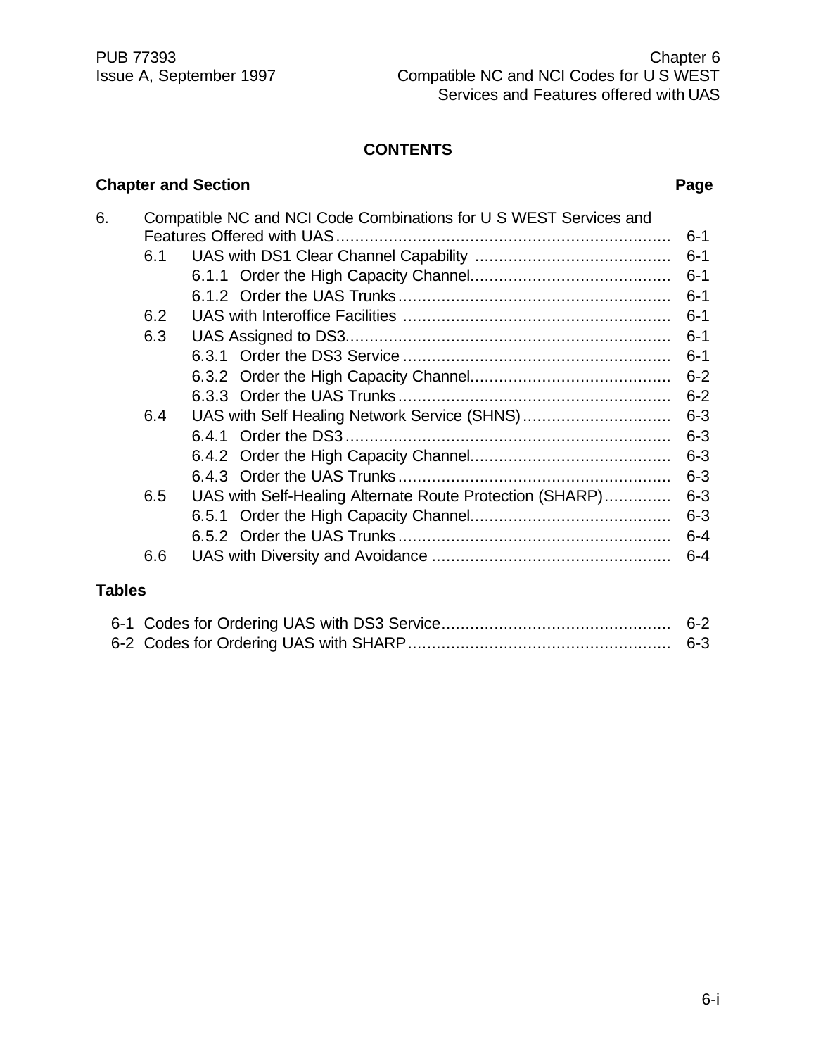# CONTENTS

| Chapter and Section | | | Page |
|---|---|---|---|
| 6. | Compatible NC and NCI Code Combinations for U S WEST Services and Features Offered with UAS | | 6-1 |
| | 6.1 | UAS with DS1 Clear Channel Capability | 6-1 |
| | | 6.1.1 Order the High Capacity Channel | 6-1 |
| | | 6.1.2 Order the UAS Trunks | 6-1 |
| | 6.2 | UAS with Interoffice Facilities | 6-1 |
| | 6.3 | UAS Assigned to DS3 | 6-1 |
| | | 6.3.1 Order the DS3 Service | 6-1 |
| | | 6.3.2 Order the High Capacity Channel | 6-2 |
| | | 6.3.3 Order the UAS Trunks | 6-2 |
| | 6.4 | UAS with Self Healing Network Service (SHNS) | 6-3 |
| | | 6.4.1 Order the DS3 | 6-3 |
| | | 6.4.2 Order the High Capacity Channel | 6-3 |
| | | 6.4.3 Order the UAS Trunks | 6-3 |
| | 6.5 | UAS with Self-Healing Alternate Route Protection (SHARP) | 6-3 |
| | | 6.5.1 Order the High Capacity Channel | 6-3 |
| | | 6.5.2 Order the UAS Trunks | 6-4 |
| | 6.6 | UAS with Diversity and Avoidance | 6-4 |

**Tables**

| | | |
|---|---|---|
| 6-1 | Codes for Ordering UAS with DS3 Service | 6-2 |
| 6-2 | Codes for Ordering UAS with SHARP | 6-3 |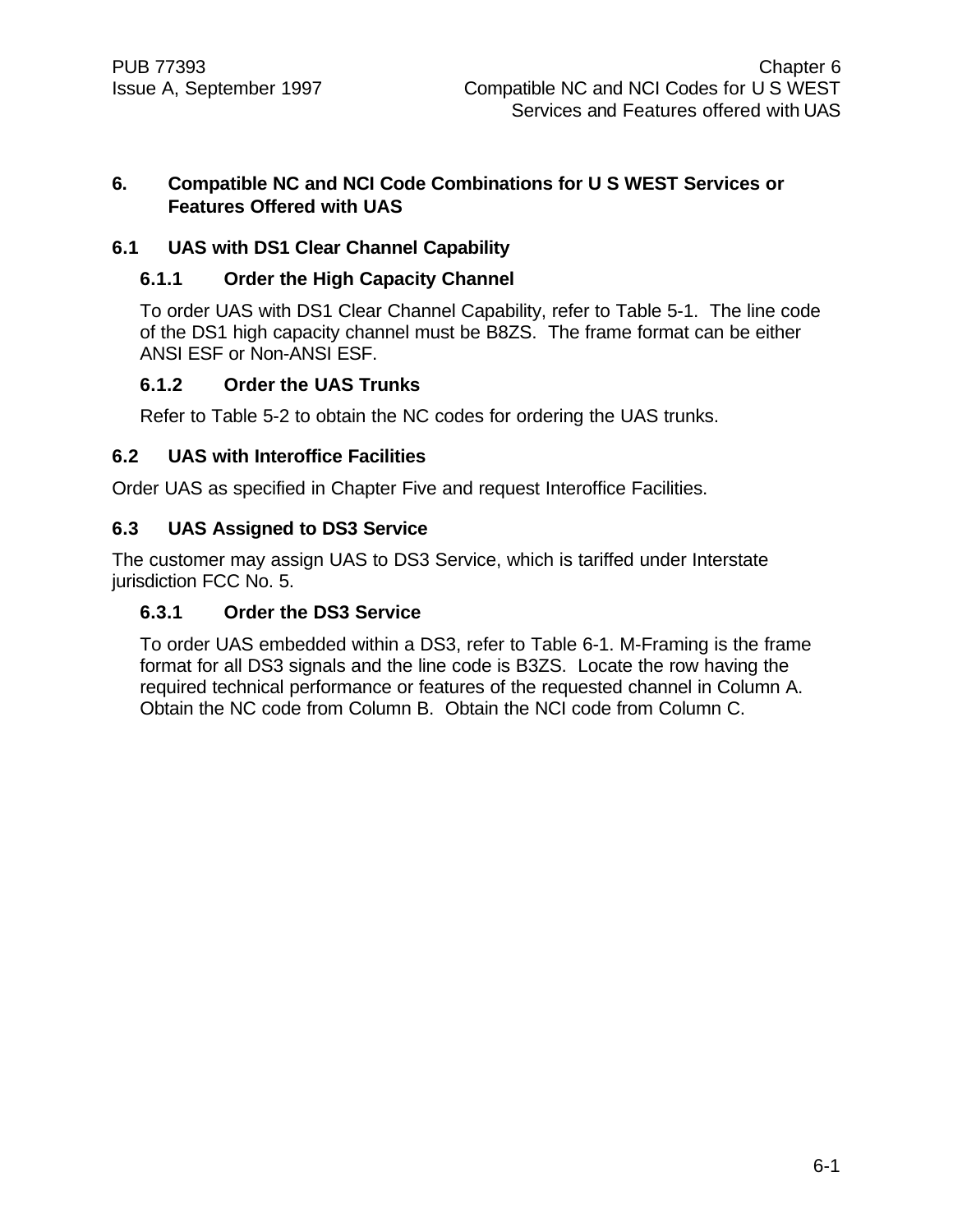# 6. Compatible NC and NCI Code Combinations for U S WEST Services or Features Offered with UAS

## 6.1 UAS with DS1 Clear Channel Capability

### 6.1.1 Order the High Capacity Channel

To order UAS with DS1 Clear Channel Capability, refer to Table 5-1. The line code of the DS1 high capacity channel must be B8ZS. The frame format can be either ANSI ESF or Non-ANSI ESF.

### 6.1.2 Order the UAS Trunks

Refer to Table 5-2 to obtain the NC codes for ordering the UAS trunks.

## 6.2 UAS with Interoffice Facilities

Order UAS as specified in Chapter Five and request Interoffice Facilities.

## 6.3 UAS Assigned to DS3 Service

The customer may assign UAS to DS3 Service, which is tariffed under Interstate jurisdiction FCC No. 5.

### 6.3.1 Order the DS3 Service

To order UAS embedded within a DS3, refer to Table 6-1. M-Framing is the frame format for all DS3 signals and the line code is B3ZS. Locate the row having the required technical performance or features of the requested channel in Column A. Obtain the NC code from Column B. Obtain the NCI code from Column C.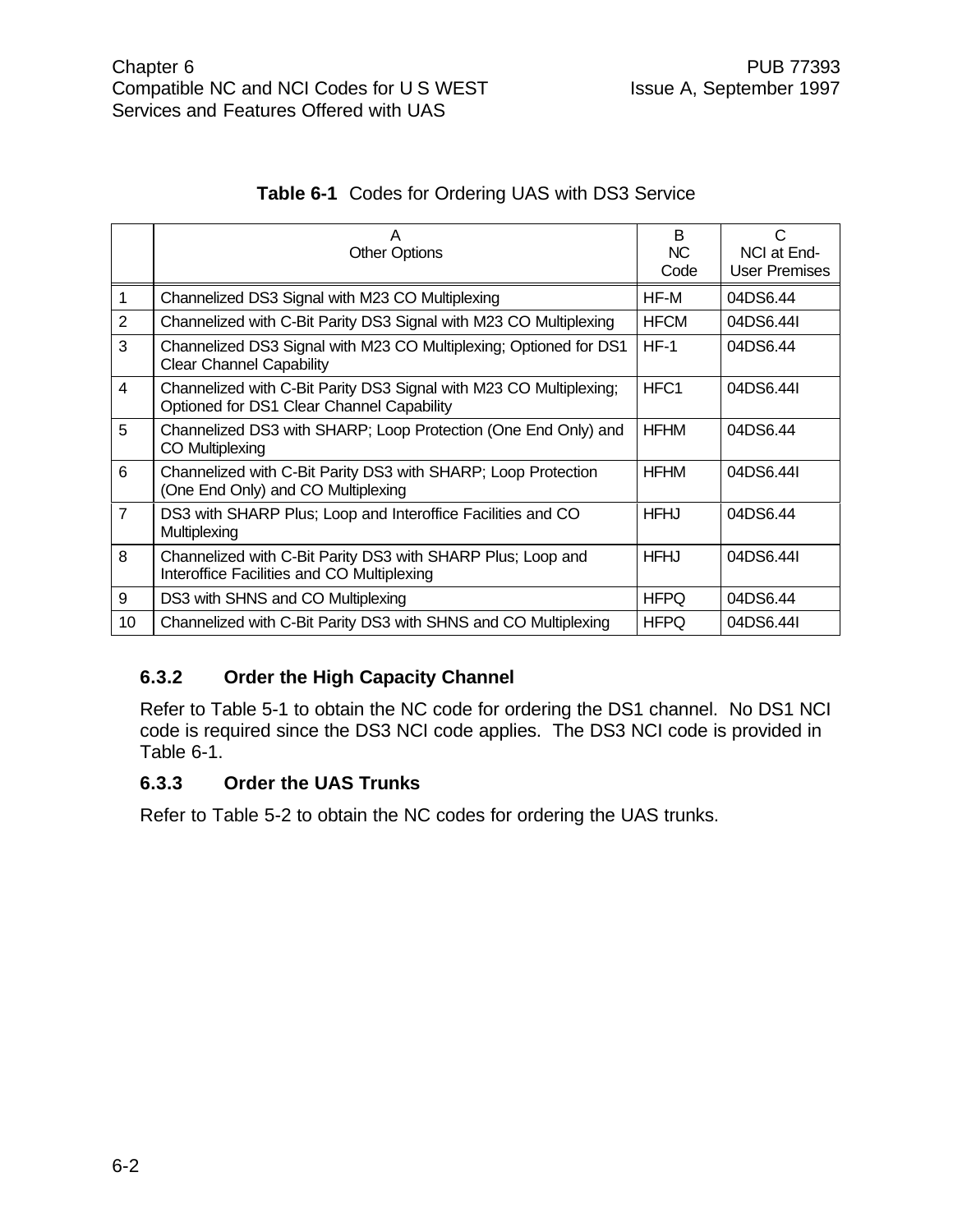**Table 6-1** Codes for Ordering UAS with DS3 Service

| | A<br>Other Options | B<br>NC<br>Code | C<br>NCI at End-User Premises |
|---|---|---|---|
| 1 | Channelized DS3 Signal with M23 CO Multiplexing | HF-M | 04DS6.44 |
| 2 | Channelized with C-Bit Parity DS3 Signal with M23 CO Multiplexing | HFCM | 04DS6.44I |
| 3 | Channelized DS3 Signal with M23 CO Multiplexing; Optioned for DS1 Clear Channel Capability | HF-1 | 04DS6.44 |
| 4 | Channelized with C-Bit Parity DS3 Signal with M23 CO Multiplexing; Optioned for DS1 Clear Channel Capability | HFC1 | 04DS6.44I |
| 5 | Channelized DS3 with SHARP; Loop Protection (One End Only) and CO Multiplexing | HFHM | 04DS6.44 |
| 6 | Channelized with C-Bit Parity DS3 with SHARP; Loop Protection (One End Only) and CO Multiplexing | HFHM | 04DS6.44I |
| 7 | DS3 with SHARP Plus; Loop and Interoffice Facilities and CO Multiplexing | HFHJ | 04DS6.44 |
| 8 | Channelized with C-Bit Parity DS3 with SHARP Plus; Loop and Interoffice Facilities and CO Multiplexing | HFHJ | 04DS6.44I |
| 9 | DS3 with SHNS and CO Multiplexing | HFPQ | 04DS6.44 |
| 10 | Channelized with C-Bit Parity DS3 with SHNS and CO Multiplexing | HFPQ | 04DS6.44I |

### 6.3.2 Order the High Capacity Channel

Refer to Table 5-1 to obtain the NC code for ordering the DS1 channel. No DS1 NCI code is required since the DS3 NCI code applies. The DS3 NCI code is provided in Table 6-1.

### 6.3.3 Order the UAS Trunks

Refer to Table 5-2 to obtain the NC codes for ordering the UAS trunks.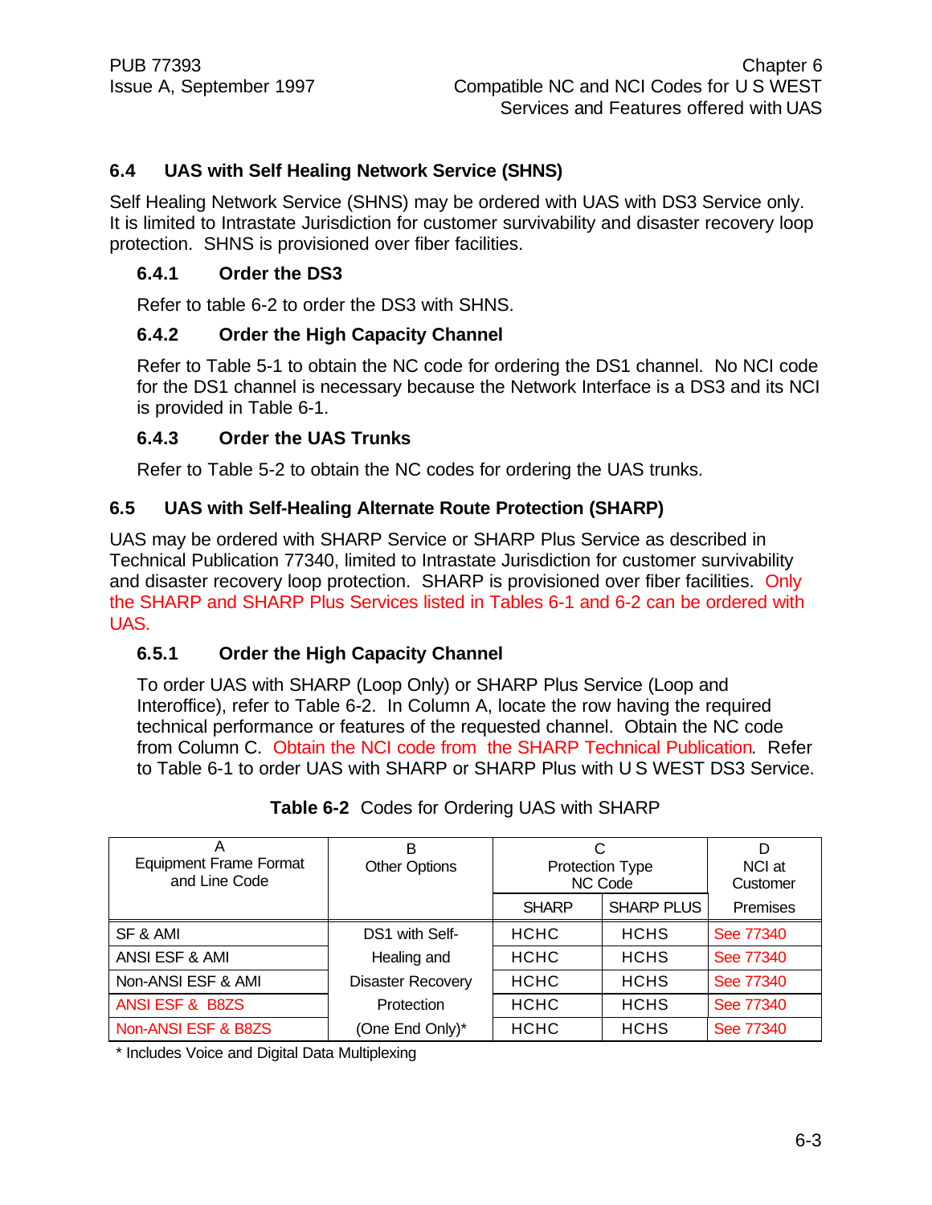## 6.4 UAS with Self Healing Network Service (SHNS)

Self Healing Network Service (SHNS) may be ordered with UAS with DS3 Service only. It is limited to Intrastate Jurisdiction for customer survivability and disaster recovery loop protection. SHNS is provisioned over fiber facilities.

### 6.4.1 Order the DS3

Refer to table 6-2 to order the DS3 with SHNS.

### 6.4.2 Order the High Capacity Channel

Refer to Table 5-1 to obtain the NC code for ordering the DS1 channel. No NCI code for the DS1 channel is necessary because the Network Interface is a DS3 and its NCI is provided in Table 6-1.

### 6.4.3 Order the UAS Trunks

Refer to Table 5-2 to obtain the NC codes for ordering the UAS trunks.

## 6.5 UAS with Self-Healing Alternate Route Protection (SHARP)

UAS may be ordered with SHARP Service or SHARP Plus Service as described in Technical Publication 77340, limited to Intrastate Jurisdiction for customer survivability and disaster recovery loop protection. SHARP is provisioned over fiber facilities. Only the SHARP and SHARP Plus Services listed in Tables 6-1 and 6-2 can be ordered with UAS.

### 6.5.1 Order the High Capacity Channel

To order UAS with SHARP (Loop Only) or SHARP Plus Service (Loop and Interoffice), refer to Table 6-2. In Column A, locate the row having the required technical performance or features of the requested channel. Obtain the NC code from Column C. Obtain the NCI code from the SHARP Technical Publication. Refer to Table 6-1 to order UAS with SHARP or SHARP Plus with U S WEST DS3 Service.

**Table 6-2** Codes for Ordering UAS with SHARP

| A<br>Equipment Frame Format and Line Code | B<br>Other Options | C<br>Protection Type<br>NC Code | | D<br>NCI at Customer |
|---|---|---|---|---|
| | | SHARP | SHARP PLUS | Premises |
| SF & AMI | DS1 with Self-Healing and Disaster Recovery Protection (One End Only)* | HCHC | HCHS | See 77340 |
| ANSI ESF & AMI | | HCHC | HCHS | See 77340 |
| Non-ANSI ESF & AMI | | HCHC | HCHS | See 77340 |
| ANSI ESF & B8ZS | | HCHC | HCHS | See 77340 |
| Non-ANSI ESF & B8ZS | | HCHC | HCHS | See 77340 |

\* Includes Voice and Digital Data Multiplexing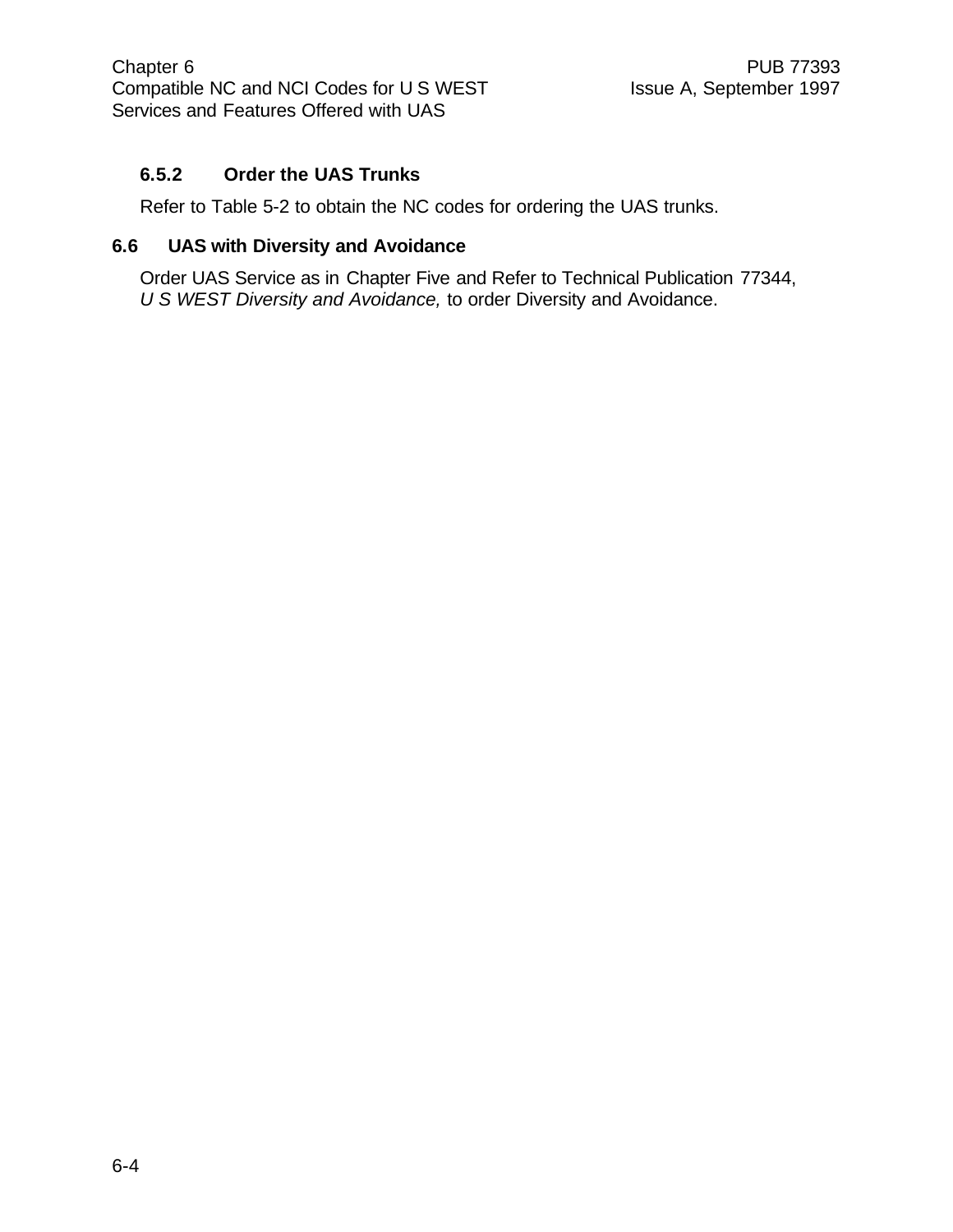### 6.5.2 Order the UAS Trunks

Refer to Table 5-2 to obtain the NC codes for ordering the UAS trunks.

## 6.6 UAS with Diversity and Avoidance

Order UAS Service as in Chapter Five and Refer to Technical Publication 77344, *U S WEST Diversity and Avoidance,* to order Diversity and Avoidance.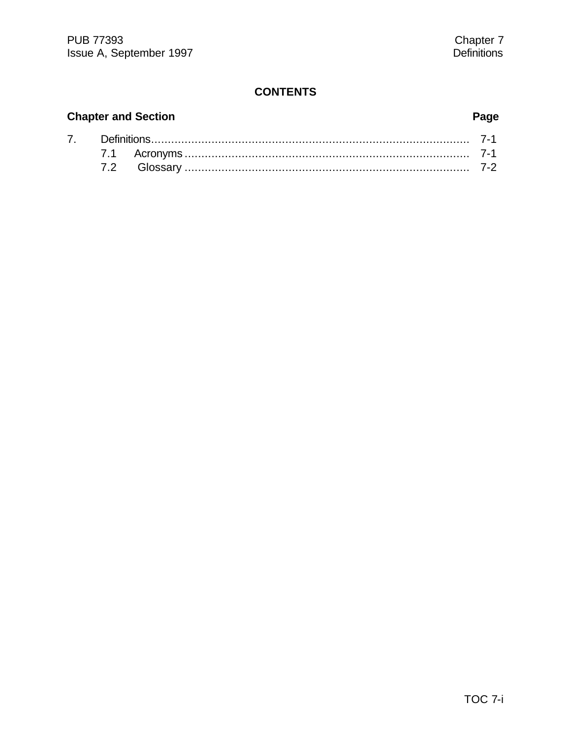# CONTENTS

**Chapter and Section** **Page**

| | | |
|---|---|---|
| 7. | Definitions | 7-1 |
| | 7.1 Acronyms | 7-1 |
| | 7.2 Glossary | 7-2 |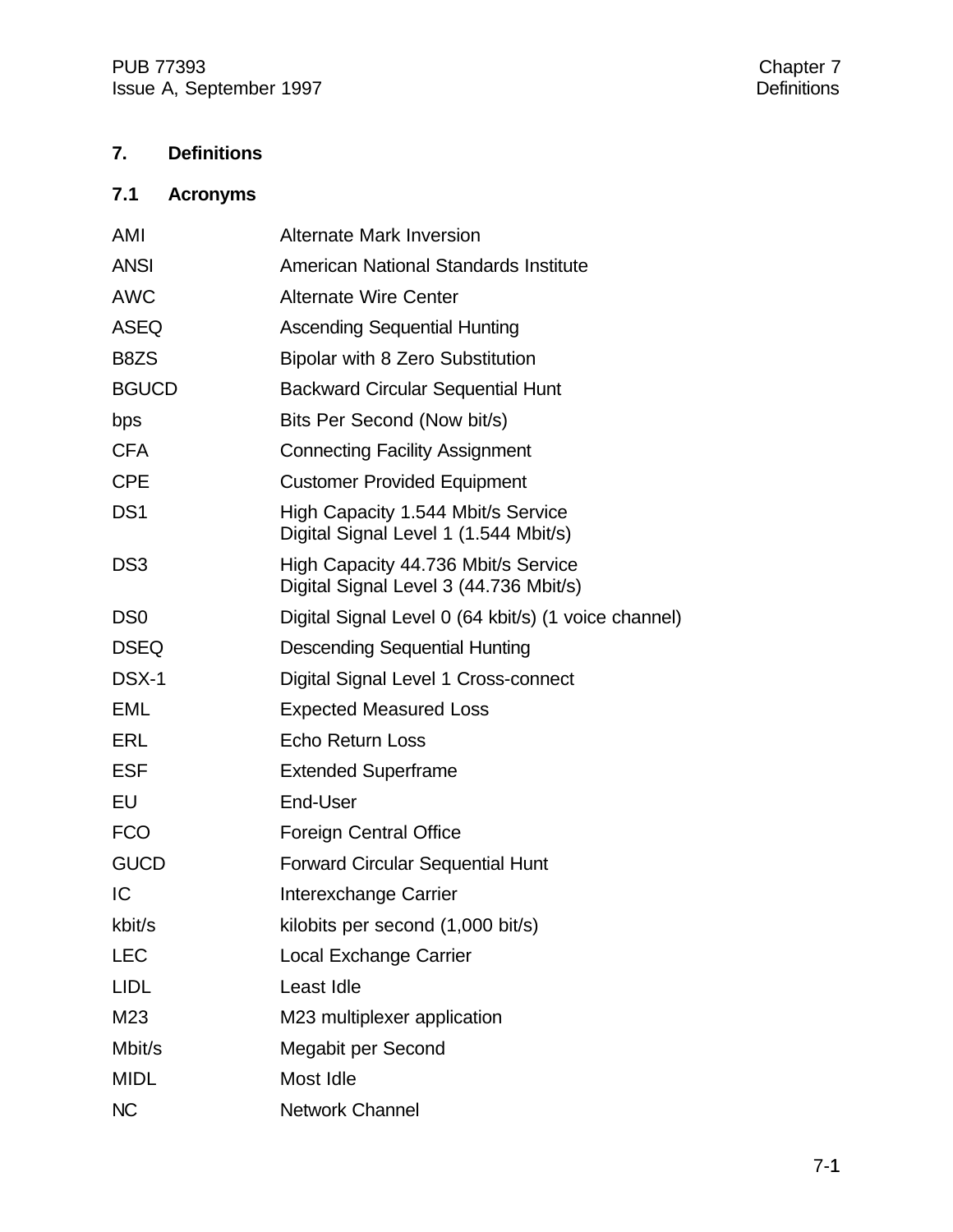# 7. Definitions

## 7.1 Acronyms

| | |
|---|---|
| AMI | Alternate Mark Inversion |
| ANSI | American National Standards Institute |
| AWC | Alternate Wire Center |
| ASEQ | Ascending Sequential Hunting |
| B8ZS | Bipolar with 8 Zero Substitution |
| BGUCD | Backward Circular Sequential Hunt |
| bps | Bits Per Second (Now bit/s) |
| CFA | Connecting Facility Assignment |
| CPE | Customer Provided Equipment |
| DS1 | High Capacity 1.544 Mbit/s Service<br>Digital Signal Level 1 (1.544 Mbit/s) |
| DS3 | High Capacity 44.736 Mbit/s Service<br>Digital Signal Level 3 (44.736 Mbit/s) |
| DS0 | Digital Signal Level 0 (64 kbit/s) (1 voice channel) |
| DSEQ | Descending Sequential Hunting |
| DSX-1 | Digital Signal Level 1 Cross-connect |
| EML | Expected Measured Loss |
| ERL | Echo Return Loss |
| ESF | Extended Superframe |
| EU | End-User |
| FCO | Foreign Central Office |
| GUCD | Forward Circular Sequential Hunt |
| IC | Interexchange Carrier |
| kbit/s | kilobits per second (1,000 bit/s) |
| LEC | Local Exchange Carrier |
| LIDL | Least Idle |
| M23 | M23 multiplexer application |
| Mbit/s | Megabit per Second |
| MIDL | Most Idle |
| NC | Network Channel |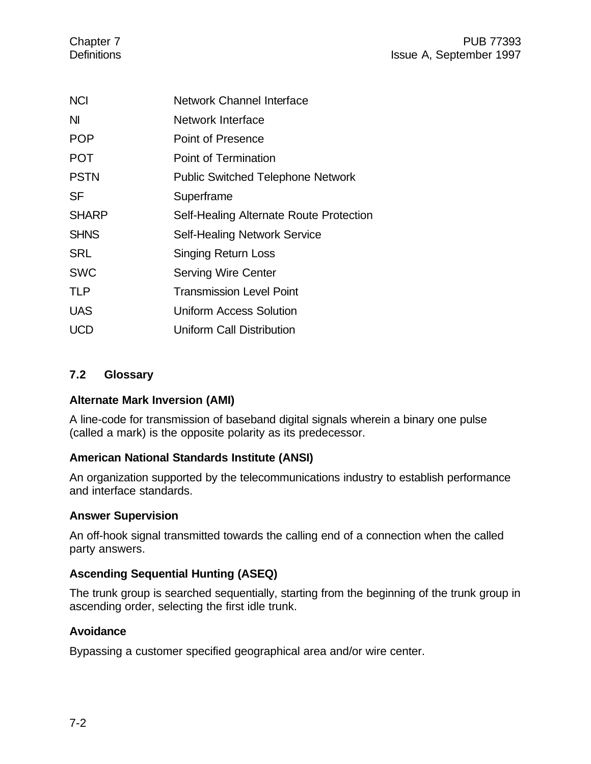| | |
|---|---|
| NCI | Network Channel Interface |
| NI | Network Interface |
| POP | Point of Presence |
| POT | Point of Termination |
| PSTN | Public Switched Telephone Network |
| SF | Superframe |
| SHARP | Self-Healing Alternate Route Protection |
| SHNS | Self-Healing Network Service |
| SRL | Singing Return Loss |
| SWC | Serving Wire Center |
| TLP | Transmission Level Point |
| UAS | Uniform Access Solution |
| UCD | Uniform Call Distribution |

## 7.2 Glossary

**Alternate Mark Inversion (AMI)**

A line-code for transmission of baseband digital signals wherein a binary one pulse (called a mark) is the opposite polarity as its predecessor.

**American National Standards Institute (ANSI)**

An organization supported by the telecommunications industry to establish performance and interface standards.

**Answer Supervision**

An off-hook signal transmitted towards the calling end of a connection when the called party answers.

**Ascending Sequential Hunting (ASEQ)**

The trunk group is searched sequentially, starting from the beginning of the trunk group in ascending order, selecting the first idle trunk.

**Avoidance**

Bypassing a customer specified geographical area and/or wire center.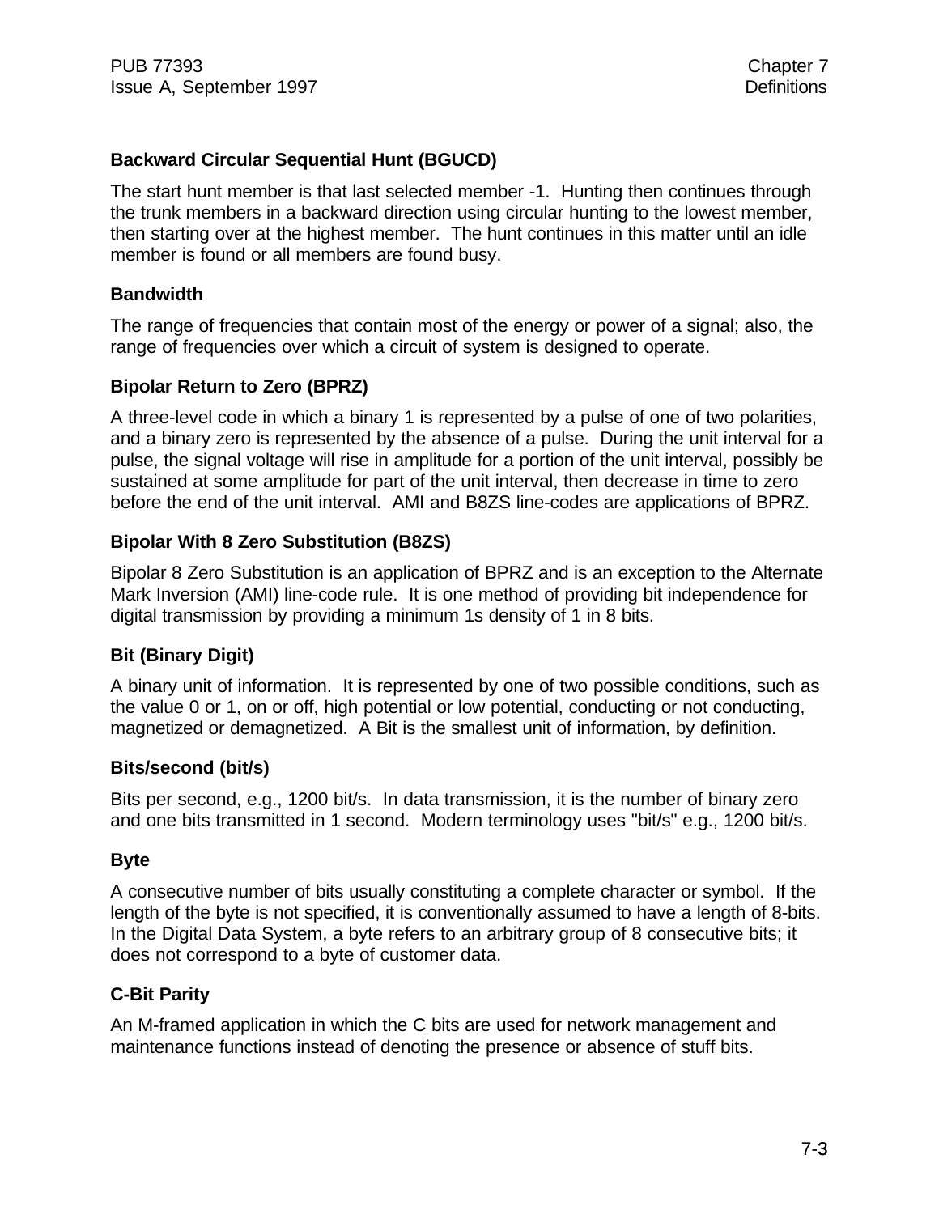### Backward Circular Sequential Hunt (BGUCD)

The start hunt member is that last selected member -1. Hunting then continues through the trunk members in a backward direction using circular hunting to the lowest member, then starting over at the highest member. The hunt continues in this matter until an idle member is found or all members are found busy.

### Bandwidth

The range of frequencies that contain most of the energy or power of a signal; also, the range of frequencies over which a circuit of system is designed to operate.

### Bipolar Return to Zero (BPRZ)

A three-level code in which a binary 1 is represented by a pulse of one of two polarities, and a binary zero is represented by the absence of a pulse. During the unit interval for a pulse, the signal voltage will rise in amplitude for a portion of the unit interval, possibly be sustained at some amplitude for part of the unit interval, then decrease in time to zero before the end of the unit interval. AMI and B8ZS line-codes are applications of BPRZ.

### Bipolar With 8 Zero Substitution (B8ZS)

Bipolar 8 Zero Substitution is an application of BPRZ and is an exception to the Alternate Mark Inversion (AMI) line-code rule. It is one method of providing bit independence for digital transmission by providing a minimum 1s density of 1 in 8 bits.

### Bit (Binary Digit)

A binary unit of information. It is represented by one of two possible conditions, such as the value 0 or 1, on or off, high potential or low potential, conducting or not conducting, magnetized or demagnetized. A Bit is the smallest unit of information, by definition.

### Bits/second (bit/s)

Bits per second, e.g., 1200 bit/s. In data transmission, it is the number of binary zero and one bits transmitted in 1 second. Modern terminology uses "bit/s" e.g., 1200 bit/s.

### Byte

A consecutive number of bits usually constituting a complete character or symbol. If the length of the byte is not specified, it is conventionally assumed to have a length of 8-bits. In the Digital Data System, a byte refers to an arbitrary group of 8 consecutive bits; it does not correspond to a byte of customer data.

### C-Bit Parity

An M-framed application in which the C bits are used for network management and maintenance functions instead of denoting the presence or absence of stuff bits.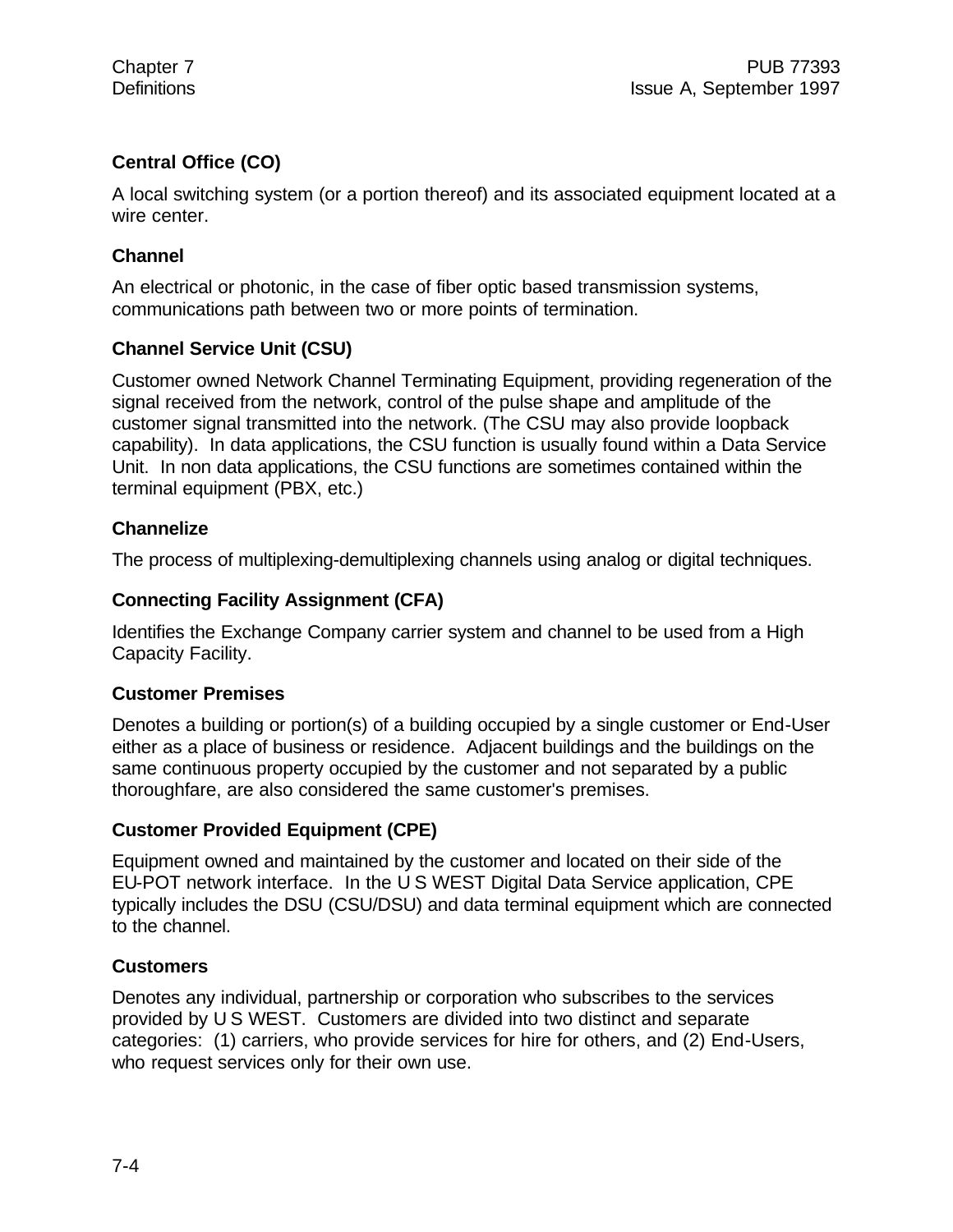### Central Office (CO)

A local switching system (or a portion thereof) and its associated equipment located at a wire center.

### Channel

An electrical or photonic, in the case of fiber optic based transmission systems, communications path between two or more points of termination.

### Channel Service Unit (CSU)

Customer owned Network Channel Terminating Equipment, providing regeneration of the signal received from the network, control of the pulse shape and amplitude of the customer signal transmitted into the network. (The CSU may also provide loopback capability). In data applications, the CSU function is usually found within a Data Service Unit. In non data applications, the CSU functions are sometimes contained within the terminal equipment (PBX, etc.)

### Channelize

The process of multiplexing-demultiplexing channels using analog or digital techniques.

### Connecting Facility Assignment (CFA)

Identifies the Exchange Company carrier system and channel to be used from a High Capacity Facility.

### Customer Premises

Denotes a building or portion(s) of a building occupied by a single customer or End-User either as a place of business or residence. Adjacent buildings and the buildings on the same continuous property occupied by the customer and not separated by a public thoroughfare, are also considered the same customer's premises.

### Customer Provided Equipment (CPE)

Equipment owned and maintained by the customer and located on their side of the EU-POT network interface. In the U S WEST Digital Data Service application, CPE typically includes the DSU (CSU/DSU) and data terminal equipment which are connected to the channel.

### Customers

Denotes any individual, partnership or corporation who subscribes to the services provided by U S WEST. Customers are divided into two distinct and separate categories: (1) carriers, who provide services for hire for others, and (2) End-Users, who request services only for their own use.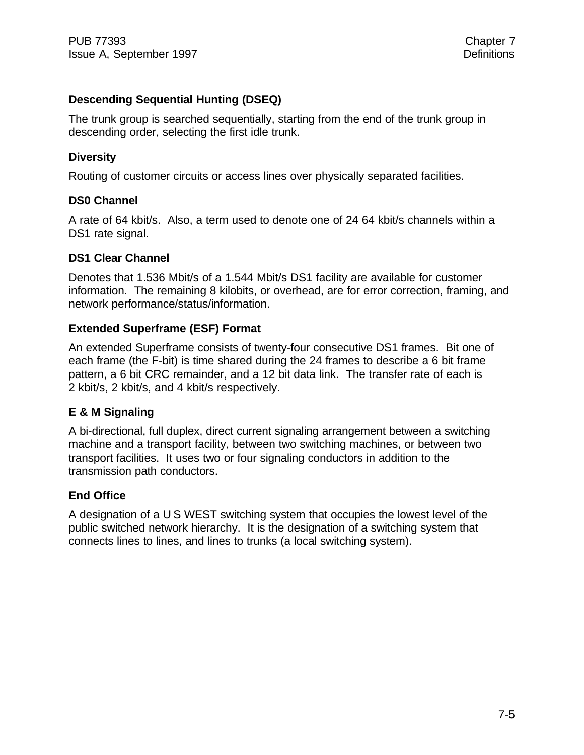### Descending Sequential Hunting (DSEQ)

The trunk group is searched sequentially, starting from the end of the trunk group in descending order, selecting the first idle trunk.

### Diversity

Routing of customer circuits or access lines over physically separated facilities.

### DS0 Channel

A rate of 64 kbit/s. Also, a term used to denote one of 24 64 kbit/s channels within a DS1 rate signal.

### DS1 Clear Channel

Denotes that 1.536 Mbit/s of a 1.544 Mbit/s DS1 facility are available for customer information. The remaining 8 kilobits, or overhead, are for error correction, framing, and network performance/status/information.

### Extended Superframe (ESF) Format

An extended Superframe consists of twenty-four consecutive DS1 frames. Bit one of each frame (the F-bit) is time shared during the 24 frames to describe a 6 bit frame pattern, a 6 bit CRC remainder, and a 12 bit data link. The transfer rate of each is 2 kbit/s, 2 kbit/s, and 4 kbit/s respectively.

### E & M Signaling

A bi-directional, full duplex, direct current signaling arrangement between a switching machine and a transport facility, between two switching machines, or between two transport facilities. It uses two or four signaling conductors in addition to the transmission path conductors.

### End Office

A designation of a U S WEST switching system that occupies the lowest level of the public switched network hierarchy. It is the designation of a switching system that connects lines to lines, and lines to trunks (a local switching system).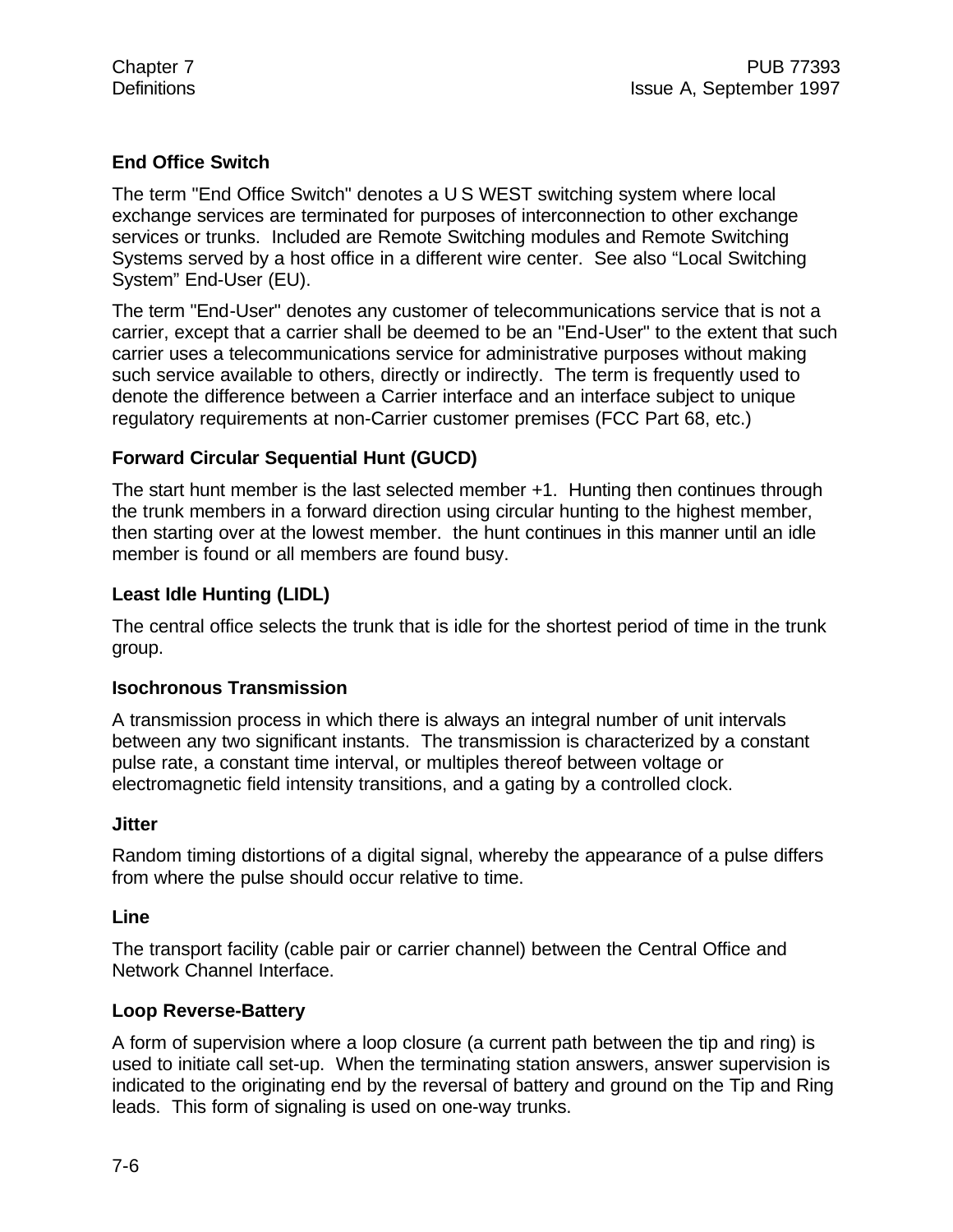**End Office Switch**

The term "End Office Switch" denotes a U S WEST switching system where local exchange services are terminated for purposes of interconnection to other exchange services or trunks. Included are Remote Switching modules and Remote Switching Systems served by a host office in a different wire center. See also “Local Switching System” End-User (EU).

The term "End-User" denotes any customer of telecommunications service that is not a carrier, except that a carrier shall be deemed to be an "End-User" to the extent that such carrier uses a telecommunications service for administrative purposes without making such service available to others, directly or indirectly. The term is frequently used to denote the difference between a Carrier interface and an interface subject to unique regulatory requirements at non-Carrier customer premises (FCC Part 68, etc.)

**Forward Circular Sequential Hunt (GUCD)**

The start hunt member is the last selected member +1. Hunting then continues through the trunk members in a forward direction using circular hunting to the highest member, then starting over at the lowest member. the hunt continues in this manner until an idle member is found or all members are found busy.

**Least Idle Hunting (LIDL)**

The central office selects the trunk that is idle for the shortest period of time in the trunk group.

**Isochronous Transmission**

A transmission process in which there is always an integral number of unit intervals between any two significant instants. The transmission is characterized by a constant pulse rate, a constant time interval, or multiples thereof between voltage or electromagnetic field intensity transitions, and a gating by a controlled clock.

**Jitter**

Random timing distortions of a digital signal, whereby the appearance of a pulse differs from where the pulse should occur relative to time.

**Line**

The transport facility (cable pair or carrier channel) between the Central Office and Network Channel Interface.

**Loop Reverse-Battery**

A form of supervision where a loop closure (a current path between the tip and ring) is used to initiate call set-up. When the terminating station answers, answer supervision is indicated to the originating end by the reversal of battery and ground on the Tip and Ring leads. This form of signaling is used on one-way trunks.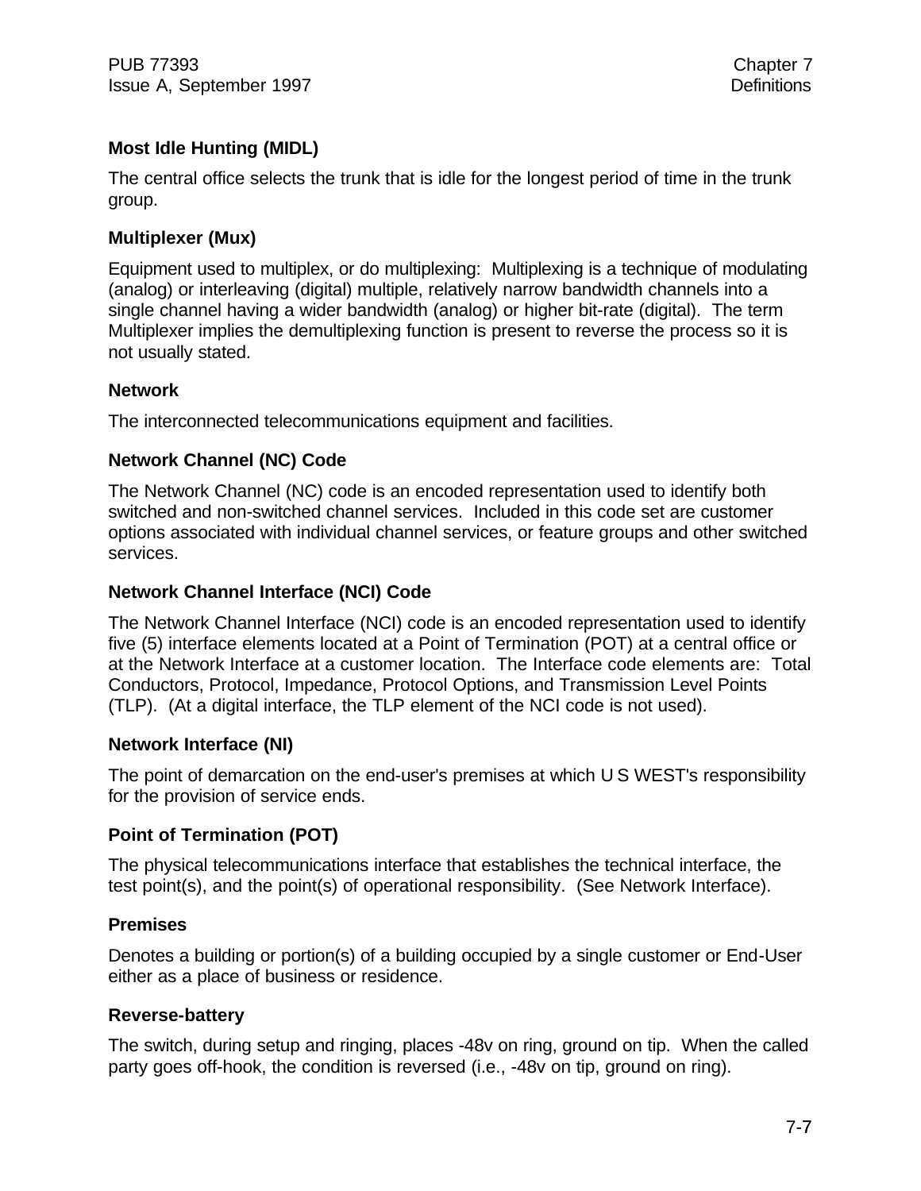**Most Idle Hunting (MIDL)**

The central office selects the trunk that is idle for the longest period of time in the trunk group.

**Multiplexer (Mux)**

Equipment used to multiplex, or do multiplexing: Multiplexing is a technique of modulating (analog) or interleaving (digital) multiple, relatively narrow bandwidth channels into a single channel having a wider bandwidth (analog) or higher bit-rate (digital). The term Multiplexer implies the demultiplexing function is present to reverse the process so it is not usually stated.

**Network**

The interconnected telecommunications equipment and facilities.

**Network Channel (NC) Code**

The Network Channel (NC) code is an encoded representation used to identify both switched and non-switched channel services. Included in this code set are customer options associated with individual channel services, or feature groups and other switched services.

**Network Channel Interface (NCI) Code**

The Network Channel Interface (NCI) code is an encoded representation used to identify five (5) interface elements located at a Point of Termination (POT) at a central office or at the Network Interface at a customer location. The Interface code elements are: Total Conductors, Protocol, Impedance, Protocol Options, and Transmission Level Points (TLP). (At a digital interface, the TLP element of the NCI code is not used).

**Network Interface (NI)**

The point of demarcation on the end-user's premises at which U S WEST's responsibility for the provision of service ends.

**Point of Termination (POT)**

The physical telecommunications interface that establishes the technical interface, the test point(s), and the point(s) of operational responsibility. (See Network Interface).

**Premises**

Denotes a building or portion(s) of a building occupied by a single customer or End-User either as a place of business or residence.

**Reverse-battery**

The switch, during setup and ringing, places -48v on ring, ground on tip. When the called party goes off-hook, the condition is reversed (i.e., -48v on tip, ground on ring).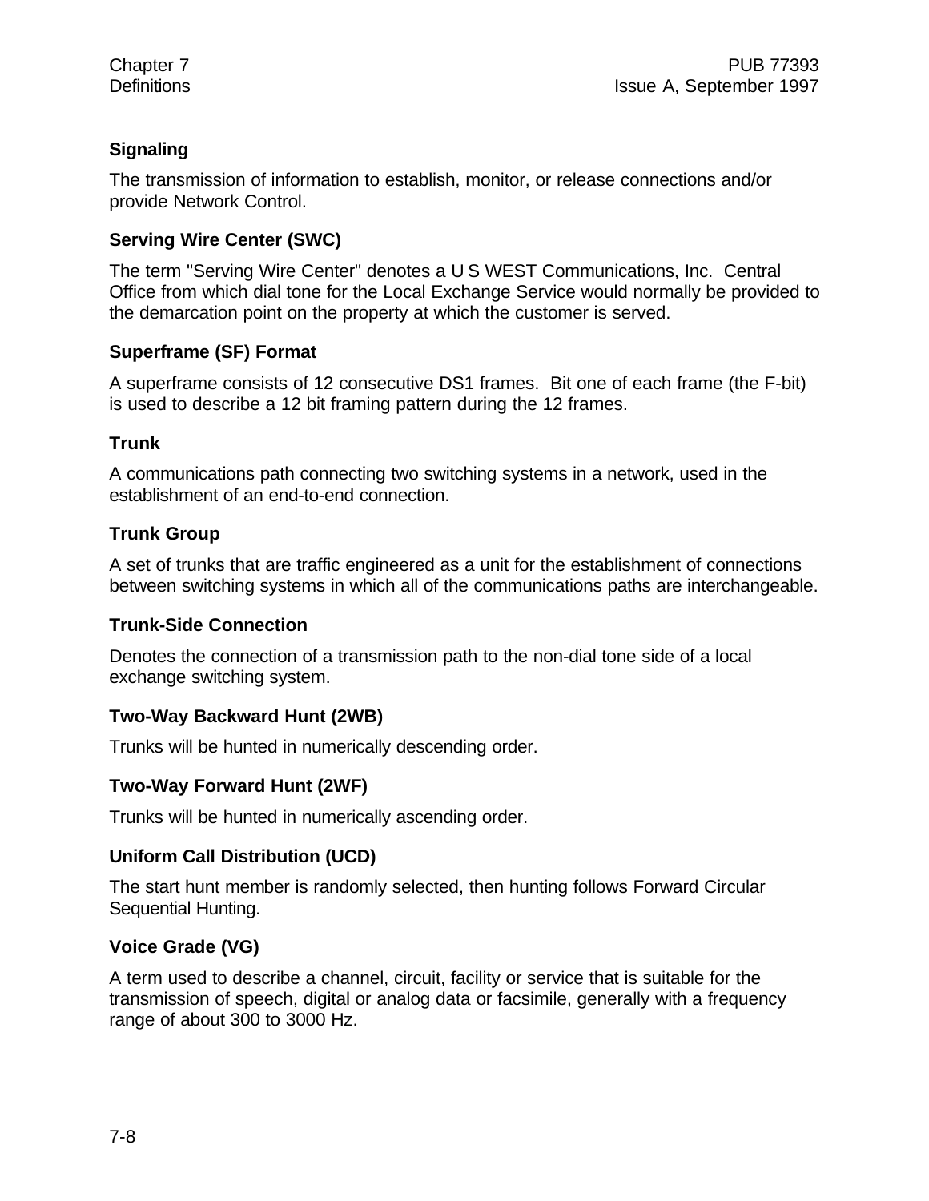### Signaling

The transmission of information to establish, monitor, or release connections and/or provide Network Control.

### Serving Wire Center (SWC)

The term "Serving Wire Center" denotes a U S WEST Communications, Inc. Central Office from which dial tone for the Local Exchange Service would normally be provided to the demarcation point on the property at which the customer is served.

### Superframe (SF) Format

A superframe consists of 12 consecutive DS1 frames. Bit one of each frame (the F-bit) is used to describe a 12 bit framing pattern during the 12 frames.

### Trunk

A communications path connecting two switching systems in a network, used in the establishment of an end-to-end connection.

### Trunk Group

A set of trunks that are traffic engineered as a unit for the establishment of connections between switching systems in which all of the communications paths are interchangeable.

### Trunk-Side Connection

Denotes the connection of a transmission path to the non-dial tone side of a local exchange switching system.

### Two-Way Backward Hunt (2WB)

Trunks will be hunted in numerically descending order.

### Two-Way Forward Hunt (2WF)

Trunks will be hunted in numerically ascending order.

### Uniform Call Distribution (UCD)

The start hunt member is randomly selected, then hunting follows Forward Circular Sequential Hunting.

### Voice Grade (VG)

A term used to describe a channel, circuit, facility or service that is suitable for the transmission of speech, digital or analog data or facsimile, generally with a frequency range of about 300 to 3000 Hz.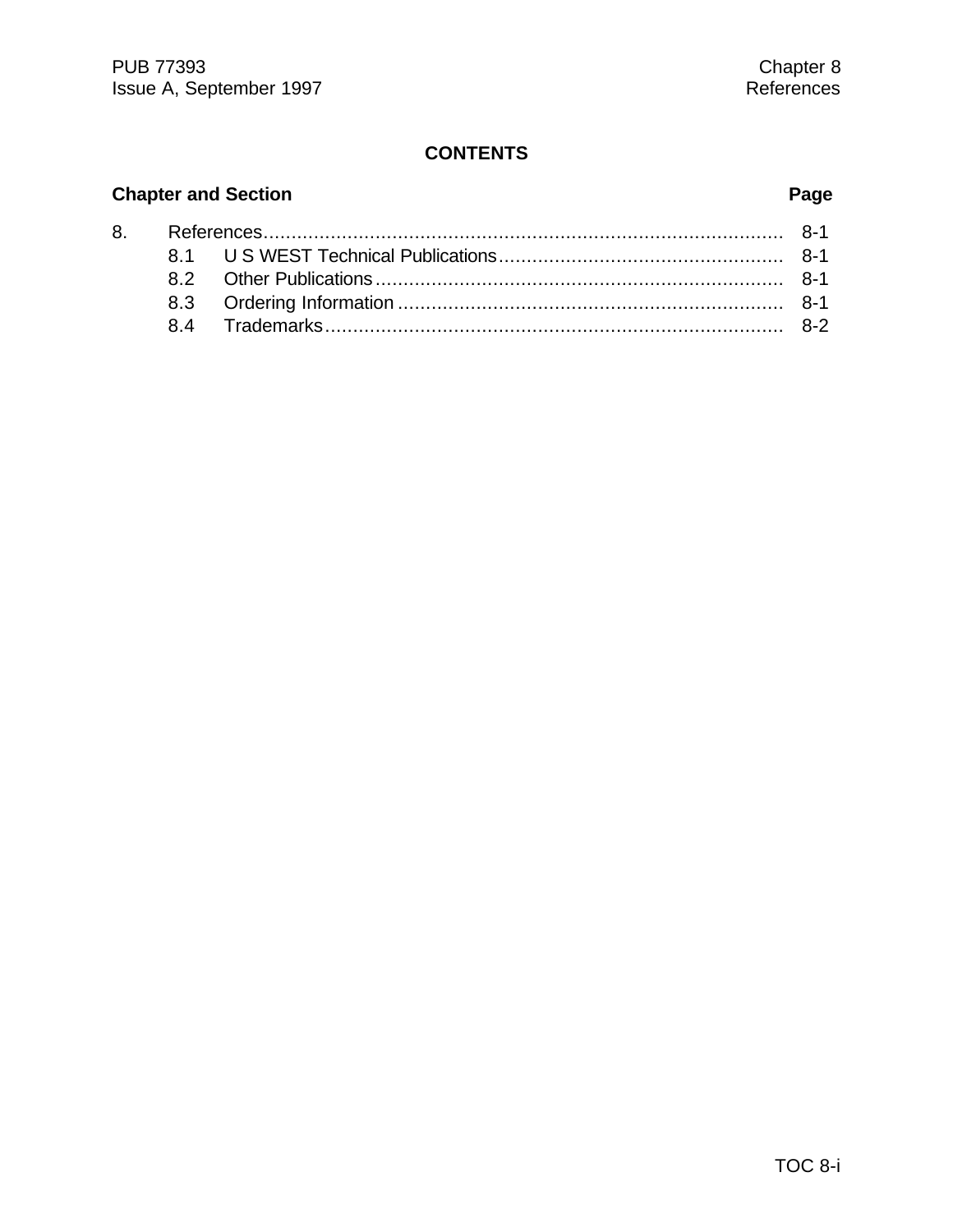# CONTENTS

| Chapter and Section | | Page |
|---|---|---|
| 8. | References | 8-1 |
| 8.1 | U S WEST Technical Publications | 8-1 |
| 8.2 | Other Publications | 8-1 |
| 8.3 | Ordering Information | 8-1 |
| 8.4 | Trademarks | 8-2 |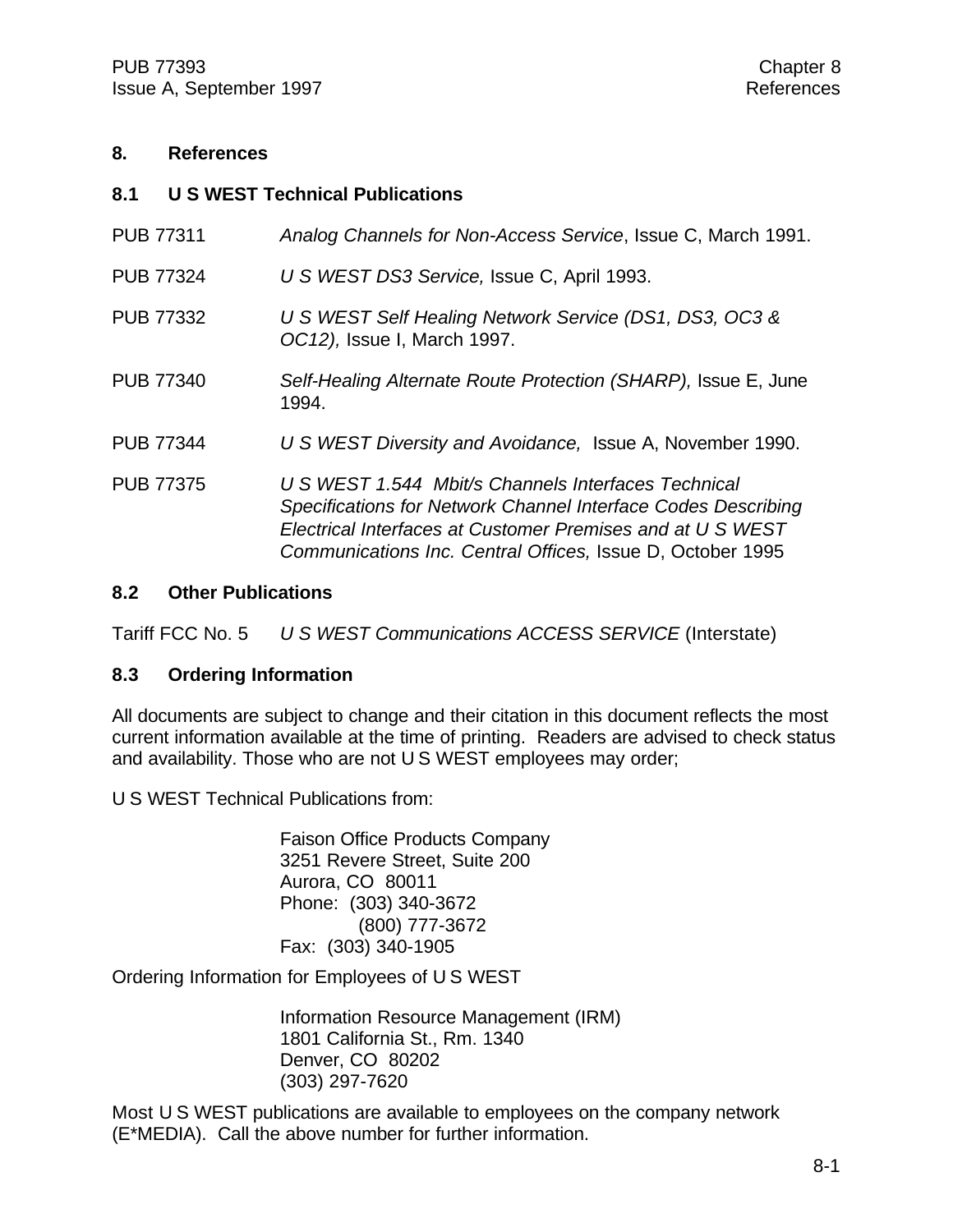# 8. References

## 8.1 U S WEST Technical Publications

PUB 77311 *Analog Channels for Non-Access Service*, Issue C, March 1991.

PUB 77324 *U S WEST DS3 Service,* Issue C, April 1993.

PUB 77332 *U S WEST Self Healing Network Service (DS1, DS3, OC3 & OC12),* Issue I, March 1997.

PUB 77340 *Self-Healing Alternate Route Protection (SHARP),* Issue E, June 1994.

PUB 77344 *U S WEST Diversity and Avoidance,* Issue A, November 1990.

PUB 77375 *U S WEST 1.544 Mbit/s Channels Interfaces Technical Specifications for Network Channel Interface Codes Describing Electrical Interfaces at Customer Premises and at U S WEST Communications Inc. Central Offices,* Issue D, October 1995

## 8.2 Other Publications

Tariff FCC No. 5 *U S WEST Communications ACCESS SERVICE* (Interstate)

## 8.3 Ordering Information

All documents are subject to change and their citation in this document reflects the most current information available at the time of printing. Readers are advised to check status and availability. Those who are not U S WEST employees may order;

U S WEST Technical Publications from:

Faison Office Products Company
3251 Revere Street, Suite 200
Aurora, CO 80011
Phone: (303) 340-3672
(800) 777-3672
Fax: (303) 340-1905

Ordering Information for Employees of U S WEST

Information Resource Management (IRM)
1801 California St., Rm. 1340
Denver, CO 80202
(303) 297-7620

Most U S WEST publications are available to employees on the company network (E*MEDIA). Call the above number for further information.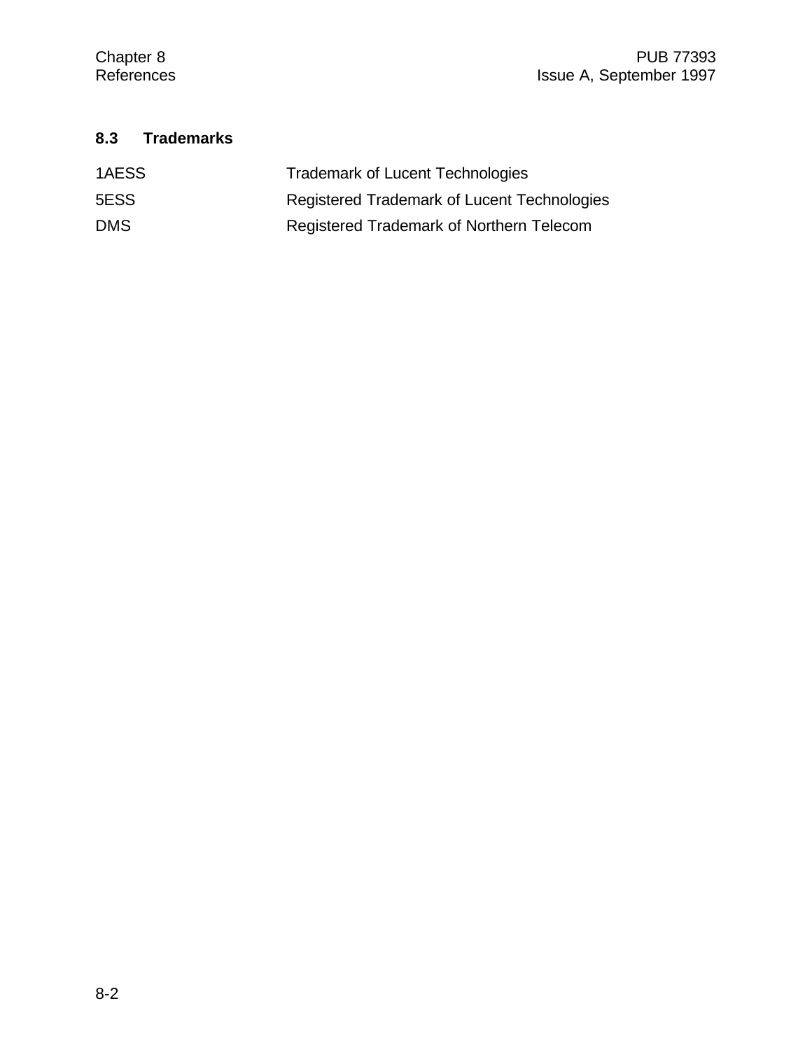## 8.3 Trademarks

| | |
|---|---|
| 1AESS | Trademark of Lucent Technologies |
| 5ESS | Registered Trademark of Lucent Technologies |
| DMS | Registered Trademark of Northern Telecom |